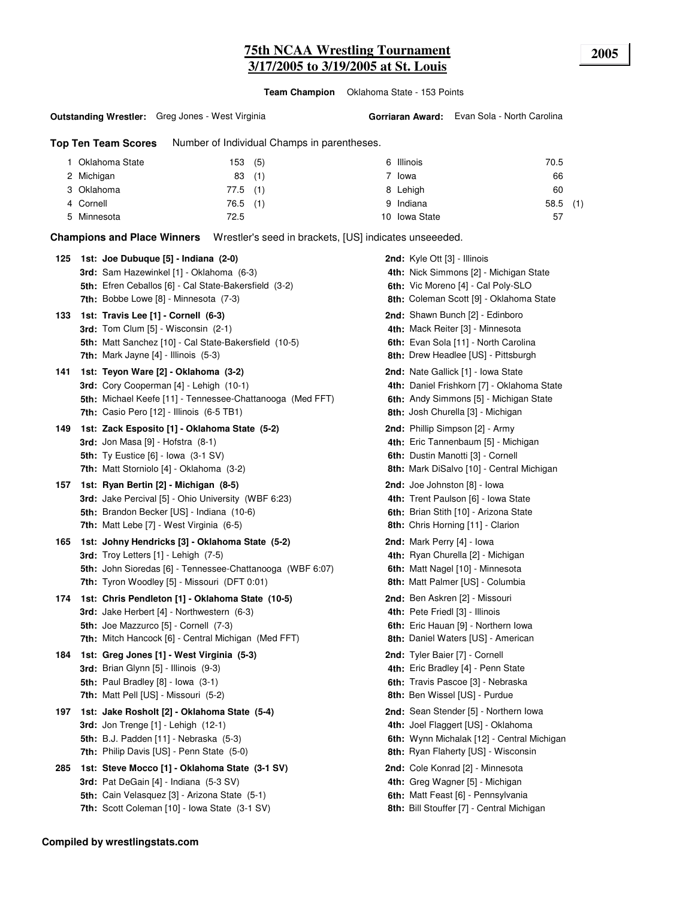# 75th NCAA Wrestling Tournament
## 3/17/2005 to 3/19/2005 at St. Louis

**2005**

**Team Champion** Oklahoma State - 153 Points

**Outstanding Wrestler:** Greg Jones - West Virginia

**Gorriaran Award:** Evan Sola - North Carolina

**Top Ten Team Scores** Number of Individual Champs in parentheses.

| Rank | Team | Points | Champs | Rank | Team | Points | Champs |
|---|---|---|---|---|---|---|---|
| 1 | Oklahoma State | 153 | (5) | 6 | Illinois | 70.5 | |
| 2 | Michigan | 83 | (1) | 7 | Iowa | 66 | |
| 3 | Oklahoma | 77.5 | (1) | 8 | Lehigh | 60 | |
| 4 | Cornell | 76.5 | (1) | 9 | Indiana | 58.5 | (1) |
| 5 | Minnesota | 72.5 | | 10 | Iowa State | 57 | |

**Champions and Place Winners** Wrestler's seed in brackets, [US] indicates unseeeded.

**125**
- **1st: Joe Dubuque [5] - Indiana (2-0)**
- **2nd:** Kyle Ott [3] - Illinois
- **3rd:** Sam Hazewinkel [1] - Oklahoma (6-3)
- **4th:** Nick Simmons [2] - Michigan State
- **5th:** Efren Ceballos [6] - Cal State-Bakersfield (3-2)
- **6th:** Vic Moreno [4] - Cal Poly-SLO
- **7th:** Bobbe Lowe [8] - Minnesota (7-3)
- **8th:** Coleman Scott [9] - Oklahoma State

**133**
- **1st: Travis Lee [1] - Cornell (6-3)**
- **2nd:** Shawn Bunch [2] - Edinboro
- **3rd:** Tom Clum [5] - Wisconsin (2-1)
- **4th:** Mack Reiter [3] - Minnesota
- **5th:** Matt Sanchez [10] - Cal State-Bakersfield (10-5)
- **6th:** Evan Sola [11] - North Carolina
- **7th:** Mark Jayne [4] - Illinois (5-3)
- **8th:** Drew Headlee [US] - Pittsburgh

**141**
- **1st: Teyon Ware [2] - Oklahoma (3-2)**
- **2nd:** Nate Gallick [1] - Iowa State
- **3rd:** Cory Cooperman [4] - Lehigh (10-1)
- **4th:** Daniel Frishkorn [7] - Oklahoma State
- **5th:** Michael Keefe [11] - Tennessee-Chattanooga (Med FFT)
- **6th:** Andy Simmons [5] - Michigan State
- **7th:** Casio Pero [12] - Illinois (6-5 TB1)
- **8th:** Josh Churella [3] - Michigan

**149**
- **1st: Zack Esposito [1] - Oklahoma State (5-2)**
- **2nd:** Phillip Simpson [2] - Army
- **3rd:** Jon Masa [9] - Hofstra (8-1)
- **4th:** Eric Tannenbaum [5] - Michigan
- **5th:** Ty Eustice [6] - Iowa (3-1 SV)
- **6th:** Dustin Manotti [3] - Cornell
- **7th:** Matt Storniolo [4] - Oklahoma (3-2)
- **8th:** Mark DiSalvo [10] - Central Michigan

**157**
- **1st: Ryan Bertin [2] - Michigan (8-5)**
- **2nd:** Joe Johnston [8] - Iowa
- **3rd:** Jake Percival [5] - Ohio University (WBF 6:23)
- **4th:** Trent Paulson [6] - Iowa State
- **5th:** Brandon Becker [US] - Indiana (10-6)
- **6th:** Brian Stith [10] - Arizona State
- **7th:** Matt Lebe [7] - West Virginia (6-5)
- **8th:** Chris Horning [11] - Clarion

**165**
- **1st: Johny Hendricks [3] - Oklahoma State (5-2)**
- **2nd:** Mark Perry [4] - Iowa
- **3rd:** Troy Letters [1] - Lehigh (7-5)
- **4th:** Ryan Churella [2] - Michigan
- **5th:** John Sioredas [6] - Tennessee-Chattanooga (WBF 6:07)
- **6th:** Matt Nagel [10] - Minnesota
- **7th:** Tyron Woodley [5] - Missouri (DFT 0:01)
- **8th:** Matt Palmer [US] - Columbia

**174**
- **1st: Chris Pendleton [1] - Oklahoma State (10-5)**
- **2nd:** Ben Askren [2] - Missouri
- **3rd:** Jake Herbert [4] - Northwestern (6-3)
- **4th:** Pete Friedl [3] - Illinois
- **5th:** Joe Mazzurco [5] - Cornell (7-3)
- **6th:** Eric Hauan [9] - Northern Iowa
- **7th:** Mitch Hancock [6] - Central Michigan (Med FFT)
- **8th:** Daniel Waters [US] - American

**184**
- **1st: Greg Jones [1] - West Virginia (5-3)**
- **2nd:** Tyler Baier [7] - Cornell
- **3rd:** Brian Glynn [5] - Illinois (9-3)
- **4th:** Eric Bradley [4] - Penn State
- **5th:** Paul Bradley [8] - Iowa (3-1)
- **6th:** Travis Pascoe [3] - Nebraska
- **7th:** Matt Pell [US] - Missouri (5-2)
- **8th:** Ben Wissel [US] - Purdue

**197**
- **1st: Jake Rosholt [2] - Oklahoma State (5-4)**
- **2nd:** Sean Stender [5] - Northern Iowa
- **3rd:** Jon Trenge [1] - Lehigh (12-1)
- **4th:** Joel Flaggert [US] - Oklahoma
- **5th:** B.J. Padden [11] - Nebraska (5-3)
- **6th:** Wynn Michalak [12] - Central Michigan
- **7th:** Philip Davis [US] - Penn State (5-0)
- **8th:** Ryan Flaherty [US] - Wisconsin

**285**
- **1st: Steve Mocco [1] - Oklahoma State (3-1 SV)**
- **2nd:** Cole Konrad [2] - Minnesota
- **3rd:** Pat DeGain [4] - Indiana (5-3 SV)
- **4th:** Greg Wagner [5] - Michigan
- **5th:** Cain Velasquez [3] - Arizona State (5-1)
- **6th:** Matt Feast [6] - Pennsylvania
- **7th:** Scott Coleman [10] - Iowa State (3-1 SV)
- **8th:** Bill Stouffer [7] - Central Michigan

**Compiled by wrestlingstats.com**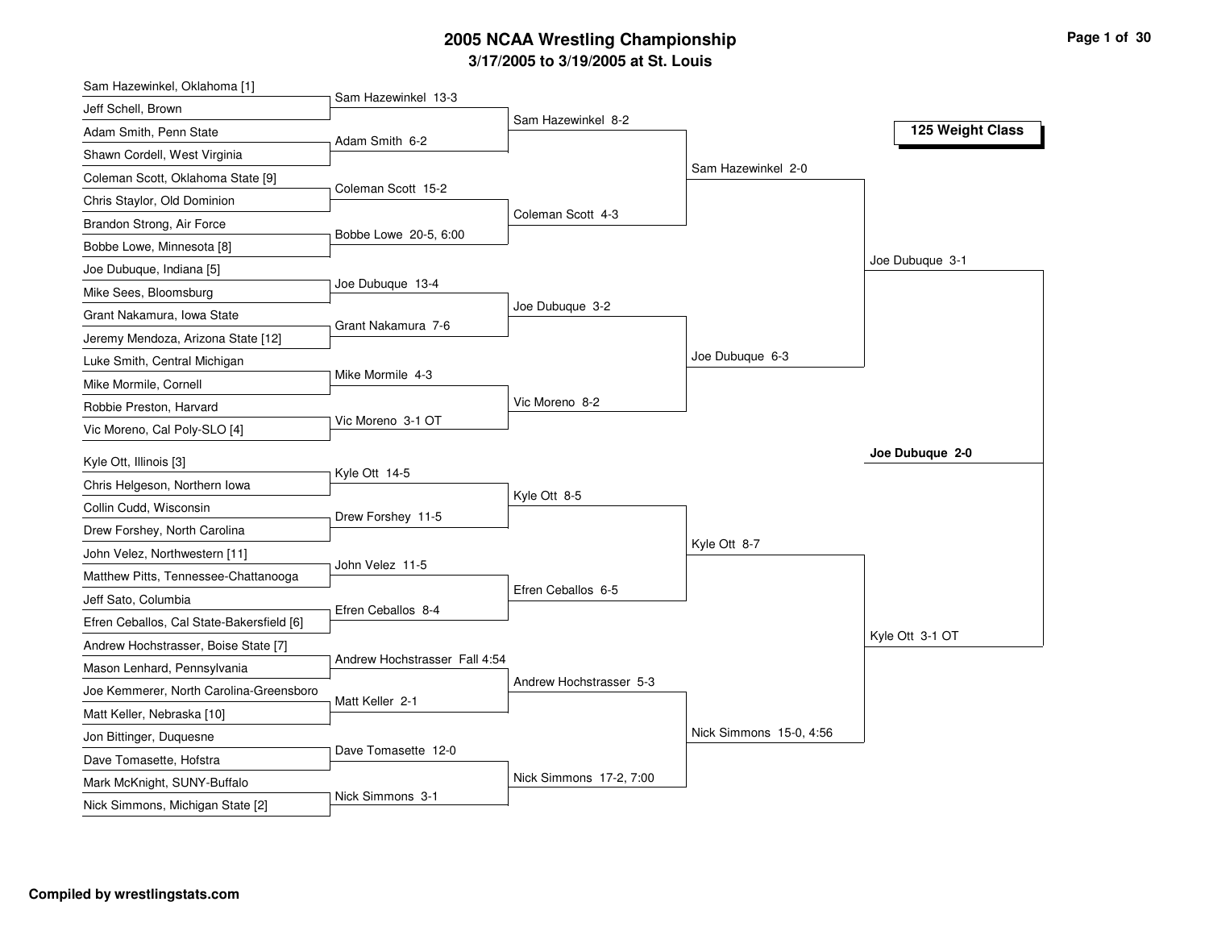# 2005 NCAA Wrestling Championship

## 3/17/2005 to 3/19/2005 at St. Louis

### 125 Weight Class

**First Round**

| Wrestler 1 | Wrestler 2 | Result |
|---|---|---|
| Sam Hazewinkel, Oklahoma [1] | Jeff Schell, Brown | Sam Hazewinkel 13-3 |
| Adam Smith, Penn State | Shawn Cordell, West Virginia | Adam Smith 6-2 |
| Coleman Scott, Oklahoma State [9] | Chris Staylor, Old Dominion | Coleman Scott 15-2 |
| Brandon Strong, Air Force | Bobbe Lowe, Minnesota [8] | Bobbe Lowe 20-5, 6:00 |
| Joe Dubuque, Indiana [5] | Mike Sees, Bloomsburg | Joe Dubuque 13-4 |
| Grant Nakamura, Iowa State | Jeremy Mendoza, Arizona State [12] | Grant Nakamura 7-6 |
| Luke Smith, Central Michigan | Mike Mormile, Cornell | Mike Mormile 4-3 |
| Robbie Preston, Harvard | Vic Moreno, Cal Poly-SLO [4] | Vic Moreno 3-1 OT |
| Kyle Ott, Illinois [3] | Chris Helgeson, Northern Iowa | Kyle Ott 14-5 |
| Collin Cudd, Wisconsin | Drew Forshey, North Carolina | Drew Forshey 11-5 |
| John Velez, Northwestern [11] | Matthew Pitts, Tennessee-Chattanooga | John Velez 11-5 |
| Jeff Sato, Columbia | Efren Ceballos, Cal State-Bakersfield [6] | Efren Ceballos 8-4 |
| Andrew Hochstrasser, Boise State [7] | Mason Lenhard, Pennsylvania | Andrew Hochstrasser Fall 4:54 |
| Joe Kemmerer, North Carolina-Greensboro | Matt Keller, Nebraska [10] | Matt Keller 2-1 |
| Jon Bittinger, Duquesne | Dave Tomasette, Hofstra | Dave Tomasette 12-0 |
| Mark McKnight, SUNY-Buffalo | Nick Simmons, Michigan State [2] | Nick Simmons 3-1 |

**Second Round**

- Sam Hazewinkel 8-2
- Coleman Scott 4-3
- Joe Dubuque 3-2
- Vic Moreno 8-2
- Kyle Ott 8-5
- Efren Ceballos 6-5
- Andrew Hochstrasser 5-3
- Nick Simmons 17-2, 7:00

**Quarterfinals**

- Sam Hazewinkel 2-0
- Joe Dubuque 6-3
- Kyle Ott 8-7
- Nick Simmons 15-0, 4:56

**Semifinals**

- Joe Dubuque 3-1
- Kyle Ott 3-1 OT

**Championship**

- **Joe Dubuque 2-0**

**Compiled by wrestlingstats.com**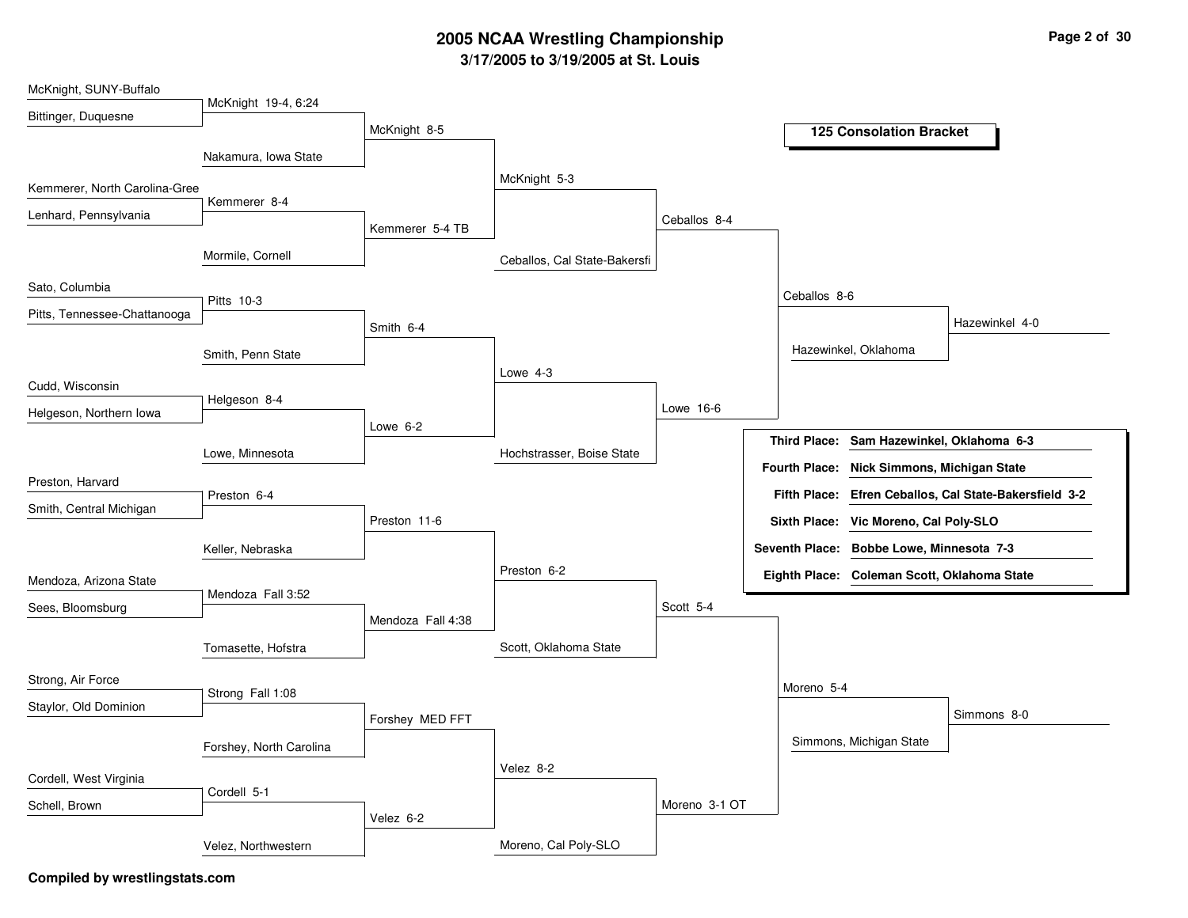# 2005 NCAA Wrestling Championship

## 3/17/2005 to 3/19/2005 at St. Louis

### 125 Consolation Bracket

McKnight, SUNY-Buffalo
Bittinger, Duquesne
McKnight 19-4, 6:24
Nakamura, Iowa State
McKnight 8-5

Kemmerer, North Carolina-Gree
Lenhard, Pennsylvania
Kemmerer 8-4
Mormile, Cornell
Kemmerer 5-4 TB

McKnight 5-3
Ceballos, Cal State-Bakersfi
Ceballos 8-4

Sato, Columbia
Pitts, Tennessee-Chattanooga
Pitts 10-3
Smith, Penn State
Smith 6-4

Cudd, Wisconsin
Helgeson, Northern Iowa
Helgeson 8-4
Lowe, Minnesota
Lowe 6-2

Lowe 4-3
Hochstrasser, Boise State
Lowe 16-6

Ceballos 8-6
Hazewinkel, Oklahoma
Hazewinkel 4-0

Preston, Harvard
Smith, Central Michigan
Preston 6-4
Keller, Nebraska
Preston 11-6

Mendoza, Arizona State
Sees, Bloomsburg
Mendoza Fall 3:52
Tomasette, Hofstra
Mendoza Fall 4:38

Preston 6-2
Scott, Oklahoma State
Scott 5-4

Strong, Air Force
Staylor, Old Dominion
Strong Fall 1:08
Forshey, North Carolina
Forshey MED FFT

Cordell, West Virginia
Schell, Brown
Cordell 5-1
Velez, Northwestern
Velez 6-2

Velez 8-2
Moreno, Cal Poly-SLO
Moreno 3-1 OT

Moreno 5-4
Simmons, Michigan State
Simmons 8-0

| Place | Wrestler |
|---|---|
| **Third Place:** | **Sam Hazewinkel, Oklahoma 6-3** |
| **Fourth Place:** | **Nick Simmons, Michigan State** |
| **Fifth Place:** | **Efren Ceballos, Cal State-Bakersfield 3-2** |
| **Sixth Place:** | **Vic Moreno, Cal Poly-SLO** |
| **Seventh Place:** | **Bobbe Lowe, Minnesota 7-3** |
| **Eighth Place:** | **Coleman Scott, Oklahoma State** |

**Compiled by wrestlingstats.com**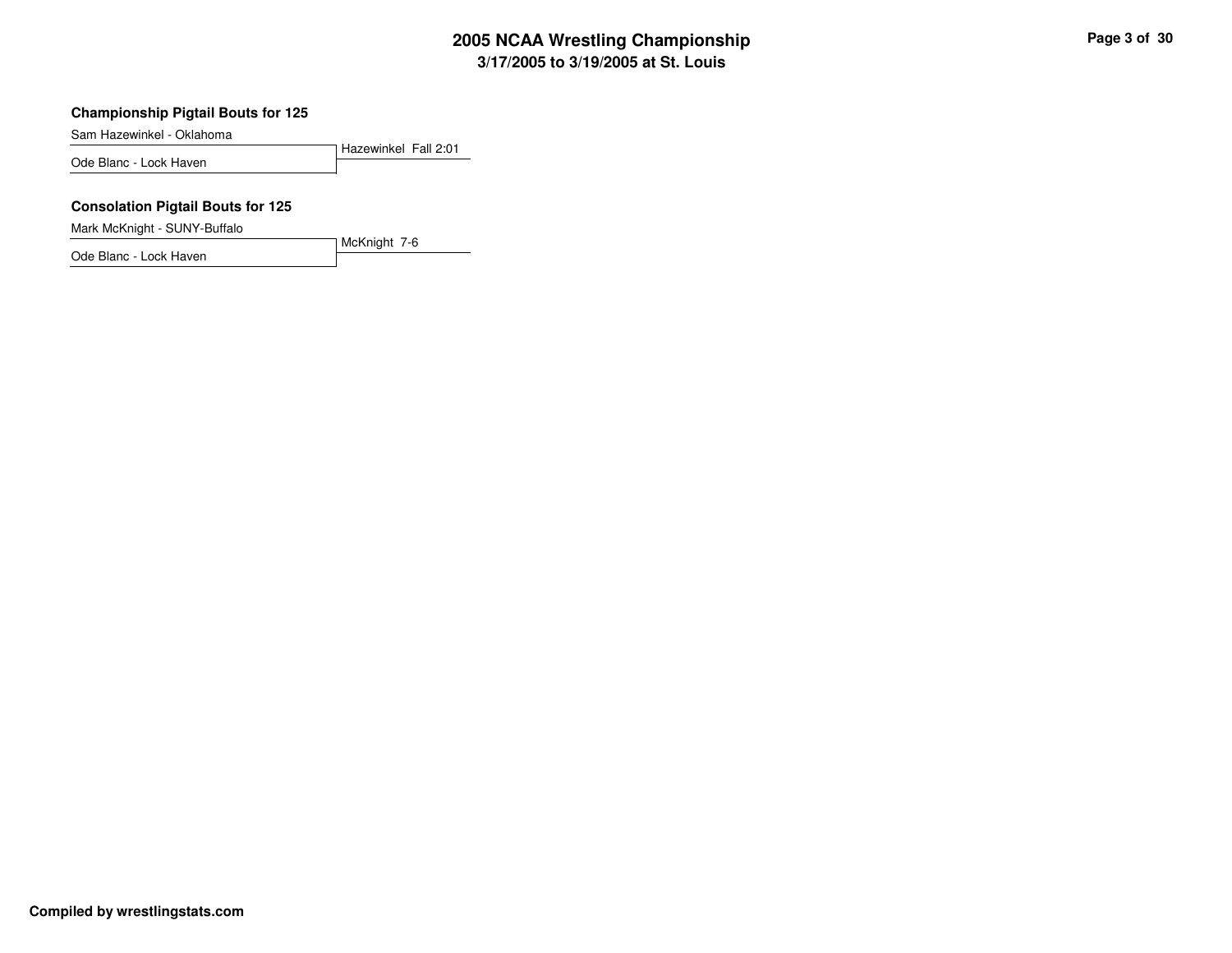# 2005 NCAA Wrestling Championship

**3/17/2005 to 3/19/2005 at St. Louis**

### Championship Pigtail Bouts for 125

| Wrestlers | Result |
| --- | --- |
| Sam Hazewinkel - Oklahoma | Hazewinkel Fall 2:01 |
| Ode Blanc - Lock Haven | |

### Consolation Pigtail Bouts for 125

| Wrestlers | Result |
| --- | --- |
| Mark McKnight - SUNY-Buffalo | McKnight 7-6 |
| Ode Blanc - Lock Haven | |

**Compiled by wrestlingstats.com**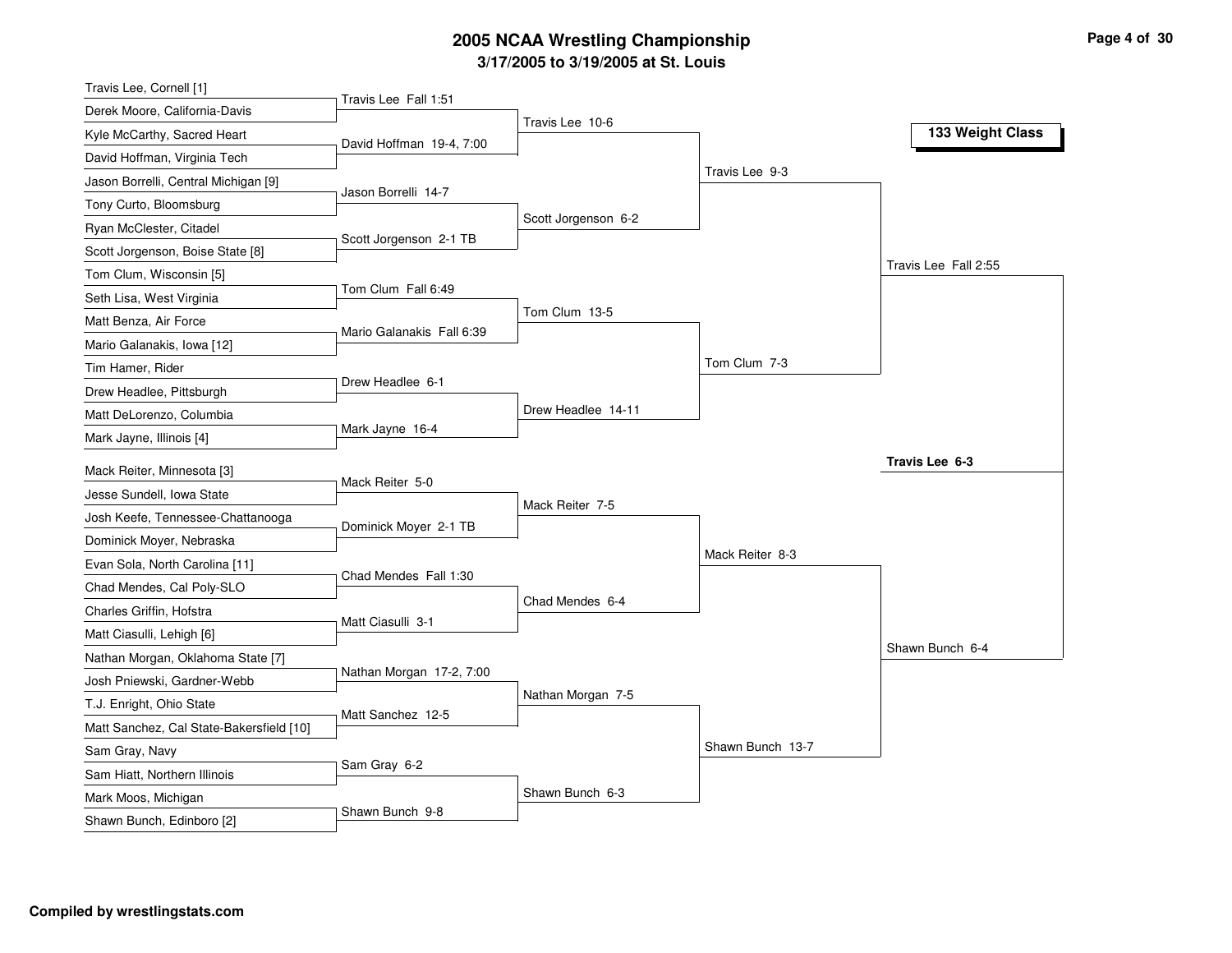# 2005 NCAA Wrestling Championship

## 3/17/2005 to 3/19/2005 at St. Louis

### 133 Weight Class

| First Round | Second Round | Quarterfinals | Semifinals | Finals |
|---|---|---|---|---|
| Travis Lee, Cornell [1] vs. Derek Moore, California-Davis | Travis Lee Fall 1:51 | | | |
| Kyle McCarthy, Sacred Heart vs. David Hoffman, Virginia Tech | David Hoffman 19-4, 7:00 | Travis Lee 10-6 | | |
| Jason Borrelli, Central Michigan [9] vs. Tony Curto, Bloomsburg | Jason Borrelli 14-7 | | Travis Lee 9-3 | |
| Ryan McClester, Citadel vs. Scott Jorgenson, Boise State [8] | Scott Jorgenson 2-1 TB | Scott Jorgenson 6-2 | | |
| Tom Clum, Wisconsin [5] vs. Seth Lisa, West Virginia | Tom Clum Fall 6:49 | | | Travis Lee Fall 2:55 |
| Matt Benza, Air Force vs. Mario Galanakis, Iowa [12] | Mario Galanakis Fall 6:39 | Tom Clum 13-5 | | |
| Tim Hamer, Rider vs. Drew Headlee, Pittsburgh | Drew Headlee 6-1 | | Tom Clum 7-3 | |
| Matt DeLorenzo, Columbia vs. Mark Jayne, Illinois [4] | Mark Jayne 16-4 | Drew Headlee 14-11 | | |
| Mack Reiter, Minnesota [3] vs. Jesse Sundell, Iowa State | Mack Reiter 5-0 | | | |
| Josh Keefe, Tennessee-Chattanooga vs. Dominick Moyer, Nebraska | Dominick Moyer 2-1 TB | Mack Reiter 7-5 | | |
| Evan Sola, North Carolina [11] vs. Chad Mendes, Cal Poly-SLO | Chad Mendes Fall 1:30 | | Mack Reiter 8-3 | |
| Charles Griffin, Hofstra vs. Matt Ciasulli, Lehigh [6] | Matt Ciasulli 3-1 | Chad Mendes 6-4 | | |
| Nathan Morgan, Oklahoma State [7] vs. Josh Pniewski, Gardner-Webb | Nathan Morgan 17-2, 7:00 | | | Shawn Bunch 6-4 |
| T.J. Enright, Ohio State vs. Matt Sanchez, Cal State-Bakersfield [10] | Matt Sanchez 12-5 | Nathan Morgan 7-5 | | |
| Sam Gray, Navy vs. Sam Hiatt, Northern Illinois | Sam Gray 6-2 | | Shawn Bunch 13-7 | |
| Mark Moos, Michigan vs. Shawn Bunch, Edinboro [2] | Shawn Bunch 9-8 | Shawn Bunch 6-3 | | |

**Champion: Travis Lee 6-3**

**Compiled by wrestlingstats.com**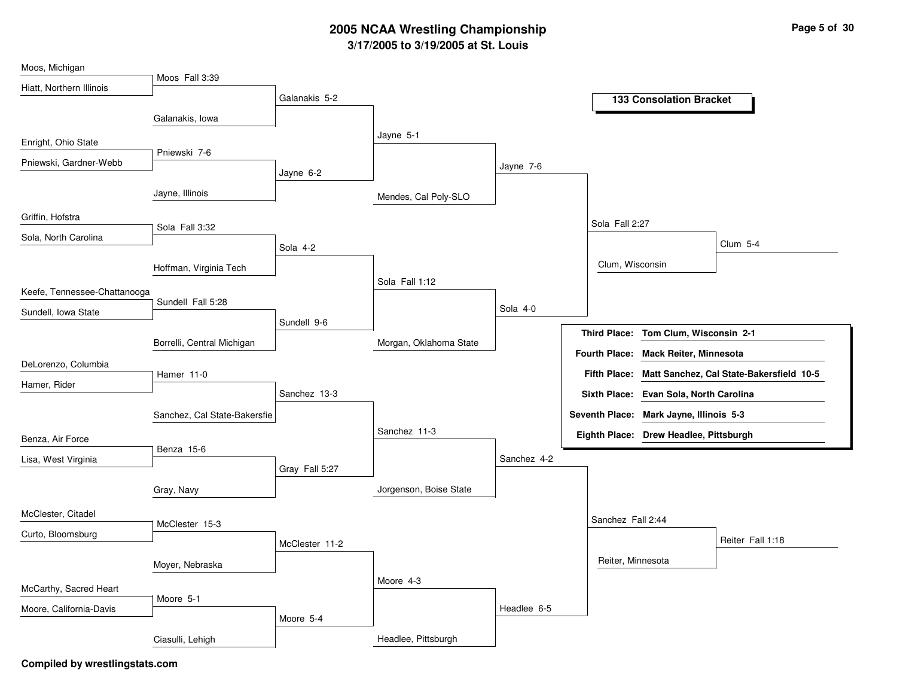# 2005 NCAA Wrestling Championship

**3/17/2005 to 3/19/2005 at St. Louis**

## 133 Consolation Bracket

### Round 1

| Wrestlers | Result |
|---|---|
| Moos, Michigan vs. Hiatt, Northern Illinois | Moos Fall 3:39 |
| Enright, Ohio State vs. Pniewski, Gardner-Webb | Pniewski 7-6 |
| Griffin, Hofstra vs. Sola, North Carolina | Sola Fall 3:32 |
| Keefe, Tennessee-Chattanooga vs. Sundell, Iowa State | Sundell Fall 5:28 |
| DeLorenzo, Columbia vs. Hamer, Rider | Hamer 11-0 |
| Benza, Air Force vs. Lisa, West Virginia | Benza 15-6 |
| McClester, Citadel vs. Curto, Bloomsburg | McClester 15-3 |
| McCarthy, Sacred Heart vs. Moore, California-Davis | Moore 5-1 |

### Round 2

| Wrestlers | Result |
|---|---|
| Moos vs. Galanakis, Iowa | Galanakis 5-2 |
| Pniewski vs. Jayne, Illinois | Jayne 6-2 |
| Sola vs. Hoffman, Virginia Tech | Sola 4-2 |
| Sundell vs. Borrelli, Central Michigan | Sundell 9-6 |
| Hamer vs. Sanchez, Cal State-Bakersfie | Sanchez 13-3 |
| Benza vs. Gray, Navy | Gray Fall 5:27 |
| McClester vs. Moyer, Nebraska | McClester 11-2 |
| Moore vs. Ciasulli, Lehigh | Moore 5-4 |

### Round 3

| Wrestlers | Result |
|---|---|
| Galanakis vs. Jayne | Jayne 5-1 |
| Sola vs. Sundell | Sola Fall 1:12 |
| Sanchez vs. Gray | Sanchez 11-3 |
| McClester vs. Moore | Moore 4-3 |

### Round 4

| Wrestlers | Result |
|---|---|
| Jayne vs. Mendes, Cal Poly-SLO | Jayne 7-6 |
| Sola vs. Morgan, Oklahoma State | Sola 4-0 |
| Sanchez vs. Jorgenson, Boise State | Sanchez 4-2 |
| Moore vs. Headlee, Pittsburgh | Headlee 6-5 |

### Round 5

| Wrestlers | Result |
|---|---|
| Jayne vs. Sola | Sola Fall 2:27 |
| Sanchez vs. Headlee | Sanchez Fall 2:44 |

### Round 6

| Wrestlers | Result |
|---|---|
| Sola vs. Clum, Wisconsin | Clum 5-4 |
| Sanchez vs. Reiter, Minnesota | Reiter Fall 1:18 |

### Final Placings

| Place | Wrestler |
|---|---|
| Third Place: | Tom Clum, Wisconsin 2-1 |
| Fourth Place: | Mack Reiter, Minnesota |
| Fifth Place: | Matt Sanchez, Cal State-Bakersfield 10-5 |
| Sixth Place: | Evan Sola, North Carolina |
| Seventh Place: | Mark Jayne, Illinois 5-3 |
| Eighth Place: | Drew Headlee, Pittsburgh |

**Compiled by wrestlingstats.com**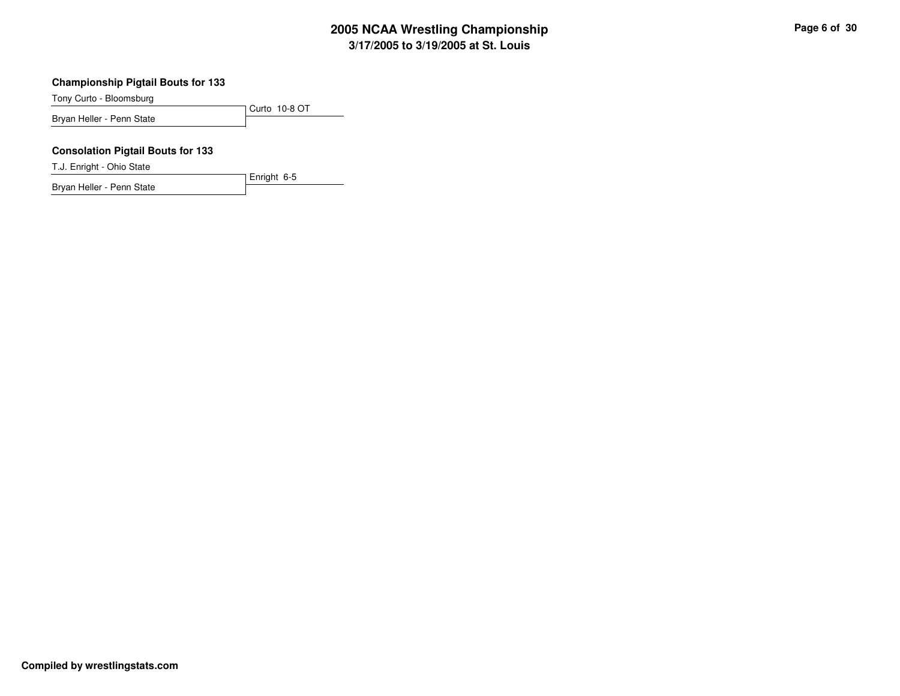### Championship Pigtail Bouts for 133

Tony Curto - Bloomsburg
Bryan Heller - Penn State

Curto 10-8 OT

### Consolation Pigtail Bouts for 133

T.J. Enright - Ohio State
Bryan Heller - Penn State

Enright 6-5

**Compiled by wrestlingstats.com**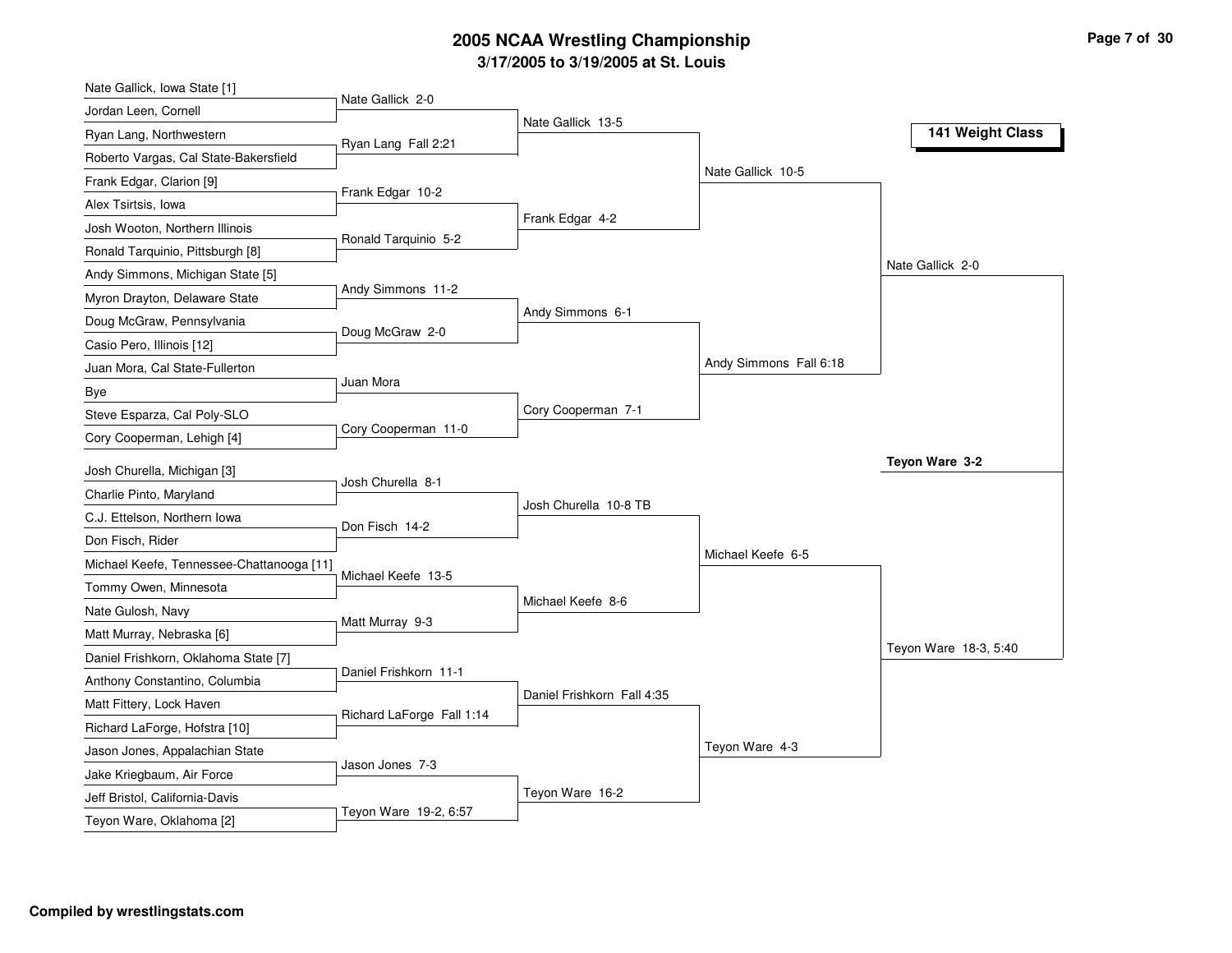# 2005 NCAA Wrestling Championship

## 3/17/2005 to 3/19/2005 at St. Louis

### 141 Weight Class

| First Round | Second Round | Quarterfinals | Semifinals | Finals |
|---|---|---|---|---|
| Nate Gallick, Iowa State [1] | | | | |
| Jordan Leen, Cornell | Nate Gallick 2-0 | | | |
| Ryan Lang, Northwestern | | Nate Gallick 13-5 | | |
| Roberto Vargas, Cal State-Bakersfield | Ryan Lang Fall 2:21 | | | |
| Frank Edgar, Clarion [9] | | | Nate Gallick 10-5 | |
| Alex Tsirtsis, Iowa | Frank Edgar 10-2 | | | |
| Josh Wooton, Northern Illinois | | Frank Edgar 4-2 | | |
| Ronald Tarquinio, Pittsburgh [8] | Ronald Tarquinio 5-2 | | | |
| Andy Simmons, Michigan State [5] | | | | Nate Gallick 2-0 |
| Myron Drayton, Delaware State | Andy Simmons 11-2 | | | |
| Doug McGraw, Pennsylvania | | Andy Simmons 6-1 | | |
| Casio Pero, Illinois [12] | Doug McGraw 2-0 | | | |
| Juan Mora, Cal State-Fullerton | | | Andy Simmons Fall 6:18 | |
| Bye | Juan Mora | | | |
| Steve Esparza, Cal Poly-SLO | | Cory Cooperman 7-1 | | |
| Cory Cooperman, Lehigh [4] | Cory Cooperman 11-0 | | | |
| | | | | **Teyon Ware 3-2** |
| Josh Churella, Michigan [3] | | | | |
| Charlie Pinto, Maryland | Josh Churella 8-1 | | | |
| C.J. Ettelson, Northern Iowa | | Josh Churella 10-8 TB | | |
| Don Fisch, Rider | Don Fisch 14-2 | | | |
| Michael Keefe, Tennessee-Chattanooga [11] | | | Michael Keefe 6-5 | |
| Tommy Owen, Minnesota | Michael Keefe 13-5 | | | |
| Nate Gulosh, Navy | | Michael Keefe 8-6 | | |
| Matt Murray, Nebraska [6] | Matt Murray 9-3 | | | |
| Daniel Frishkorn, Oklahoma State [7] | | | | Teyon Ware 18-3, 5:40 |
| Anthony Constantino, Columbia | Daniel Frishkorn 11-1 | | | |
| Matt Fittery, Lock Haven | | Daniel Frishkorn Fall 4:35 | | |
| Richard LaForge, Hofstra [10] | Richard LaForge Fall 1:14 | | | |
| Jason Jones, Appalachian State | | | Teyon Ware 4-3 | |
| Jake Kriegbaum, Air Force | Jason Jones 7-3 | | | |
| Jeff Bristol, California-Davis | | Teyon Ware 16-2 | | |
| Teyon Ware, Oklahoma [2] | Teyon Ware 19-2, 6:57 | | | |

**Compiled by wrestlingstats.com**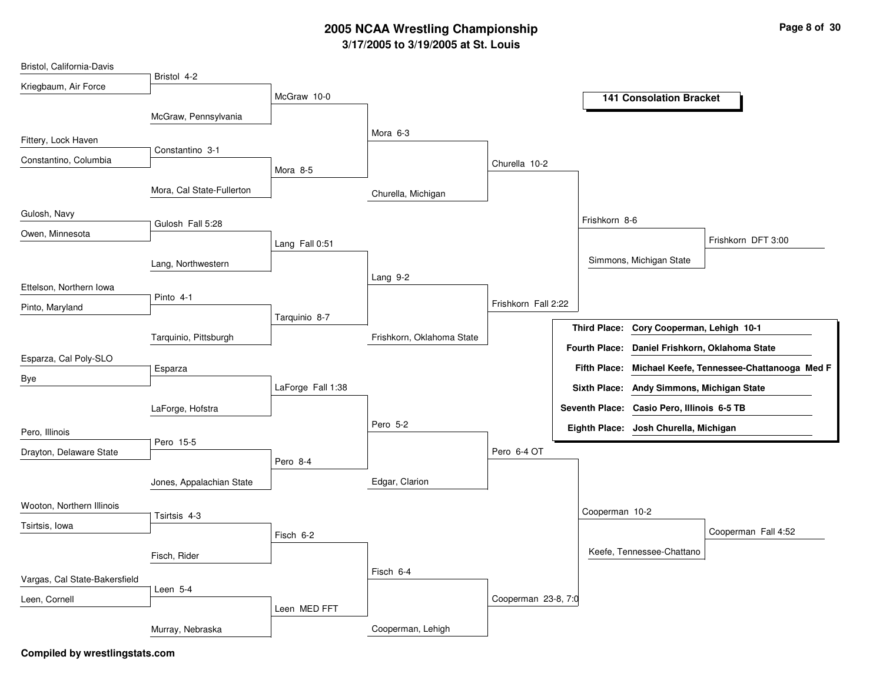# 2005 NCAA Wrestling Championship

## 3/17/2005 to 3/19/2005 at St. Louis

### 141 Consolation Bracket

**Round 1**

- Bristol, California-Davis vs Kriegbaum, Air Force — Bristol 4-2
- Fittery, Lock Haven vs Constantino, Columbia — Constantino 3-1
- Gulosh, Navy vs Owen, Minnesota — Gulosh Fall 5:28
- Ettelson, Northern Iowa vs Pinto, Maryland — Pinto 4-1
- Esparza, Cal Poly-SLO vs Bye — Esparza
- Pero, Illinois vs Drayton, Delaware State — Pero 15-5
- Wooton, Northern Illinois vs Tsirtsis, Iowa — Tsirtsis 4-3
- Vargas, Cal State-Bakersfield vs Leen, Cornell — Leen 5-4

**Round 2**

- Bristol vs McGraw, Pennsylvania — McGraw 10-0
- Constantino vs Mora, Cal State-Fullerton — Mora 8-5
- Gulosh vs Lang, Northwestern — Lang Fall 0:51
- Pinto vs Tarquinio, Pittsburgh — Tarquinio 8-7
- Esparza vs LaForge, Hofstra — LaForge Fall 1:38
- Pero vs Jones, Appalachian State — Pero 8-4
- Tsirtsis vs Fisch, Rider — Fisch 6-2
- Leen vs Murray, Nebraska — Leen MED FFT

**Round 3**

- McGraw vs Mora — Mora 6-3
- Lang vs Tarquinio — Lang 9-2
- LaForge vs Pero — Pero 5-2
- Fisch vs Leen — Fisch 6-4

**Round 4**

- Mora vs Churella, Michigan — Churella 10-2
- Lang vs Frishkorn, Oklahoma State — Frishkorn Fall 2:22
- Pero vs Edgar, Clarion — Pero 6-4 OT
- Fisch vs Cooperman, Lehigh — Cooperman 23-8, 7:0

**Quarterfinals**

- Churella vs Frishkorn — Frishkorn 8-6
- Pero vs Cooperman — Cooperman 10-2

**Semifinals**

- Frishkorn vs Simmons, Michigan State — Frishkorn DFT 3:00
- Cooperman vs Keefe, Tennessee-Chattano — Cooperman Fall 4:52

**Placings**

| Place | Result |
|---|---|
| Third Place: | Cory Cooperman, Lehigh 10-1 |
| Fourth Place: | Daniel Frishkorn, Oklahoma State |
| Fifth Place: | Michael Keefe, Tennessee-Chattanooga Med F |
| Sixth Place: | Andy Simmons, Michigan State |
| Seventh Place: | Casio Pero, Illinois 6-5 TB |
| Eighth Place: | Josh Churella, Michigan |

**Compiled by wrestlingstats.com**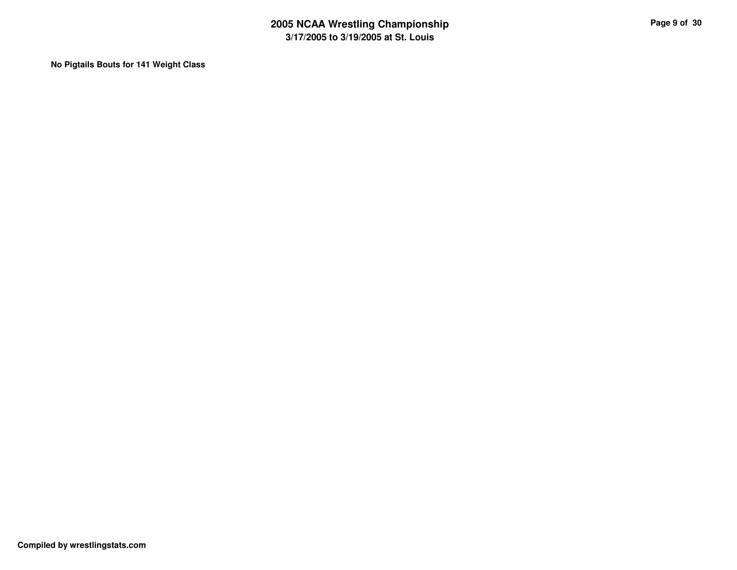**No Pigtails Bouts for 141 Weight Class**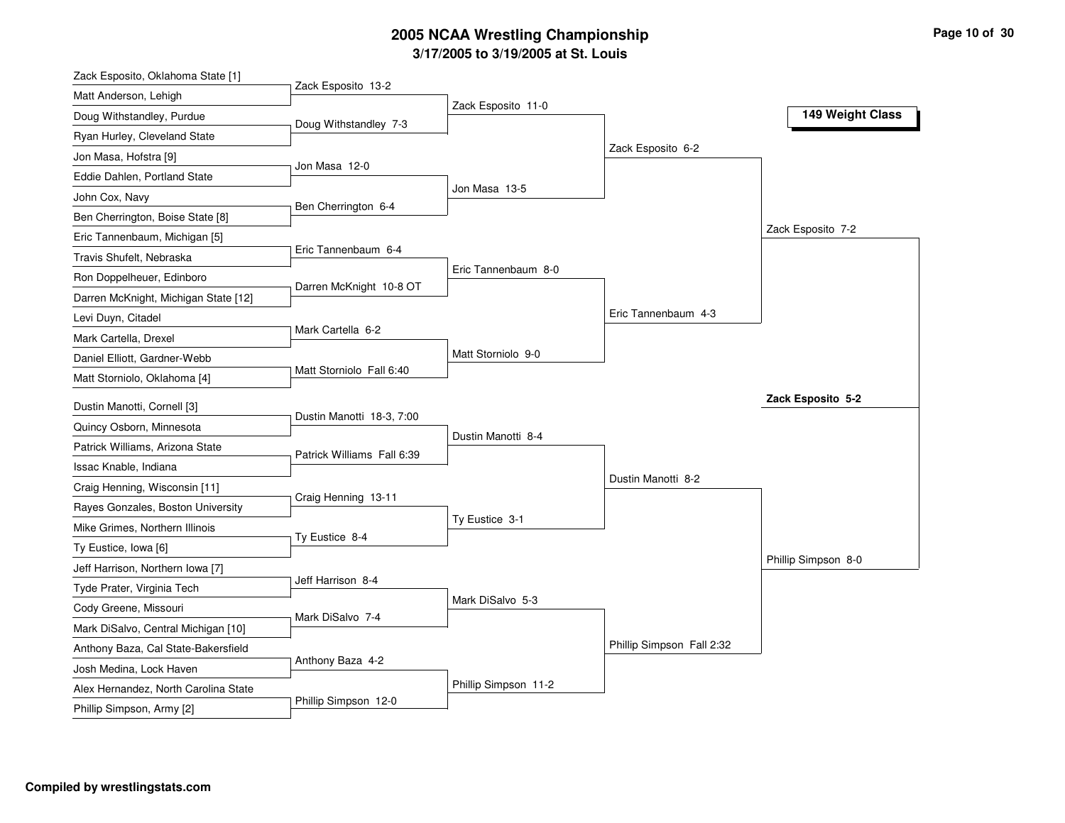# 2005 NCAA Wrestling Championship

**3/17/2005 to 3/19/2005 at St. Louis**

## 149 Weight Class

### First Round

| Wrestler 1 | Wrestler 2 | Result |
|---|---|---|
| Zack Esposito, Oklahoma State [1] | Matt Anderson, Lehigh | Zack Esposito 13-2 |
| Doug Withstandley, Purdue | Ryan Hurley, Cleveland State | Doug Withstandley 7-3 |
| Jon Masa, Hofstra [9] | Eddie Dahlen, Portland State | Jon Masa 12-0 |
| John Cox, Navy | Ben Cherrington, Boise State [8] | Ben Cherrington 6-4 |
| Eric Tannenbaum, Michigan [5] | Travis Shufelt, Nebraska | Eric Tannenbaum 6-4 |
| Ron Doppelheuer, Edinboro | Darren McKnight, Michigan State [12] | Darren McKnight 10-8 OT |
| Levi Duyn, Citadel | Mark Cartella, Drexel | Mark Cartella 6-2 |
| Daniel Elliott, Gardner-Webb | Matt Storniolo, Oklahoma [4] | Matt Storniolo Fall 6:40 |
| Dustin Manotti, Cornell [3] | Quincy Osborn, Minnesota | Dustin Manotti 18-3, 7:00 |
| Patrick Williams, Arizona State | Issac Knable, Indiana | Patrick Williams Fall 6:39 |
| Craig Henning, Wisconsin [11] | Rayes Gonzales, Boston University | Craig Henning 13-11 |
| Mike Grimes, Northern Illinois | Ty Eustice, Iowa [6] | Ty Eustice 8-4 |
| Jeff Harrison, Northern Iowa [7] | Tyde Prater, Virginia Tech | Jeff Harrison 8-4 |
| Cody Greene, Missouri | Mark DiSalvo, Central Michigan [10] | Mark DiSalvo 7-4 |
| Anthony Baza, Cal State-Bakersfield | Josh Medina, Lock Haven | Anthony Baza 4-2 |
| Alex Hernandez, North Carolina State | Phillip Simpson, Army [2] | Phillip Simpson 12-0 |

### Second Round

- Zack Esposito 11-0
- Jon Masa 13-5
- Eric Tannenbaum 8-0
- Matt Storniolo 9-0
- Dustin Manotti 8-4
- Ty Eustice 3-1
- Mark DiSalvo 5-3
- Phillip Simpson 11-2

### Quarterfinals

- Zack Esposito 6-2
- Eric Tannenbaum 4-3
- Dustin Manotti 8-2
- Phillip Simpson Fall 2:32

### Semifinals

- Zack Esposito 7-2
- Phillip Simpson 8-0

### Final

**Zack Esposito 5-2**

**Compiled by wrestlingstats.com**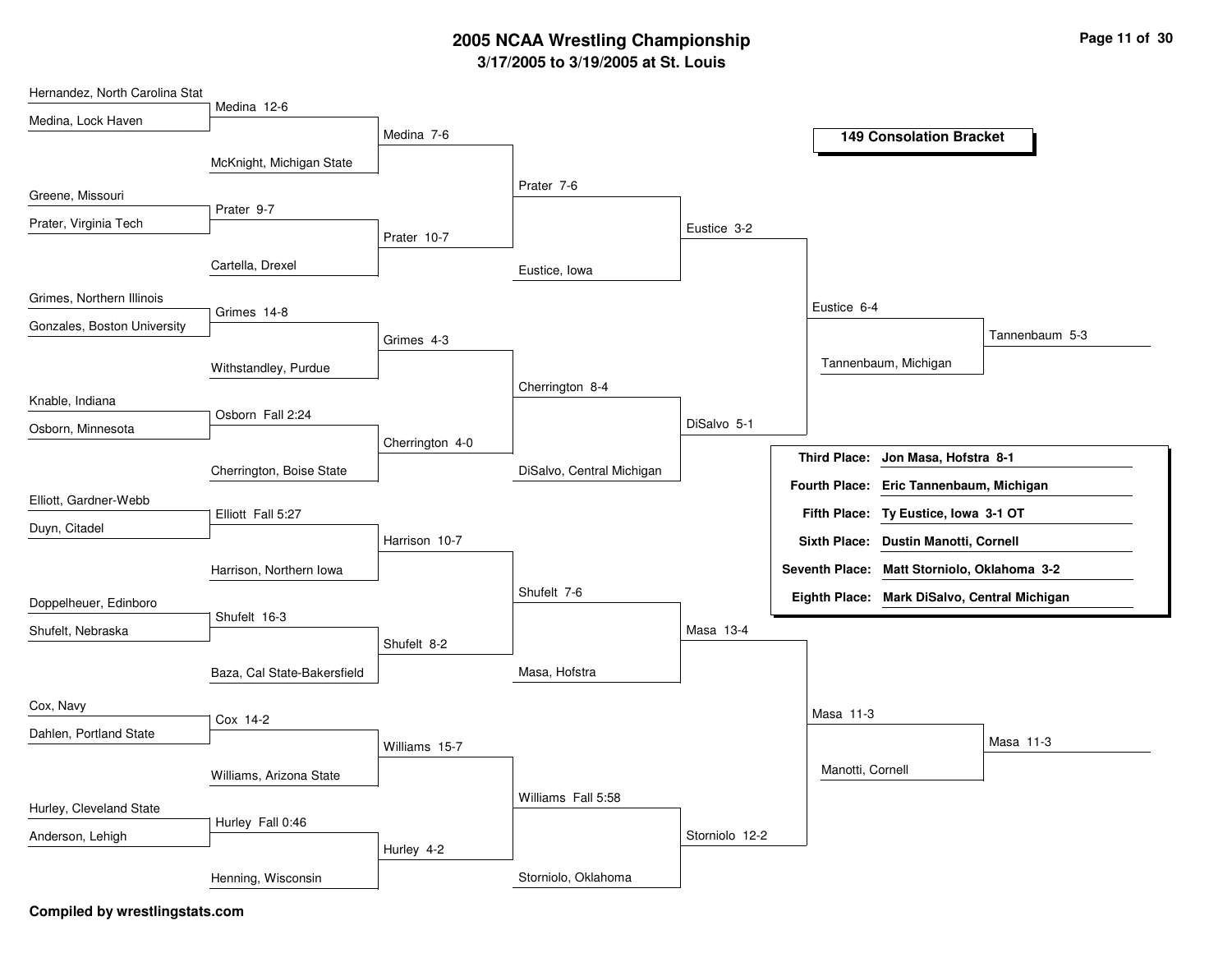# 2005 NCAA Wrestling Championship

**3/17/2005 to 3/19/2005 at St. Louis**

## 149 Consolation Bracket

### Round 1

| Wrestler 1 | Wrestler 2 | Result |
|---|---|---|
| Hernandez, North Carolina Stat | Medina, Lock Haven | Medina 12-6 |
| Greene, Missouri | Prater, Virginia Tech | Prater 9-7 |
| Grimes, Northern Illinois | Gonzales, Boston University | Grimes 14-8 |
| Knable, Indiana | Osborn, Minnesota | Osborn Fall 2:24 |
| Elliott, Gardner-Webb | Duyn, Citadel | Elliott Fall 5:27 |
| Doppelheuer, Edinboro | Shufelt, Nebraska | Shufelt 16-3 |
| Cox, Navy | Dahlen, Portland State | Cox 14-2 |
| Hurley, Cleveland State | Anderson, Lehigh | Hurley Fall 0:46 |

### Round 2

| Wrestler 1 | Wrestler 2 | Result |
|---|---|---|
| Medina | McKnight, Michigan State | Medina 7-6 |
| Prater | Cartella, Drexel | Prater 10-7 |
| Grimes | Withstandley, Purdue | Grimes 4-3 |
| Osborn | Cherrington, Boise State | Cherrington 4-0 |
| Elliott | Harrison, Northern Iowa | Harrison 10-7 |
| Shufelt | Baza, Cal State-Bakersfield | Shufelt 8-2 |
| Cox | Williams, Arizona State | Williams 15-7 |
| Hurley | Henning, Wisconsin | Hurley 4-2 |

### Round 3

| Wrestler 1 | Wrestler 2 | Result |
|---|---|---|
| Medina | Prater | Prater 7-6 |
| Grimes | Cherrington | Cherrington 8-4 |
| Harrison | Shufelt | Shufelt 7-6 |
| Williams | Hurley | Williams Fall 5:58 |

### Round 4

| Wrestler 1 | Wrestler 2 | Result |
|---|---|---|
| Prater | Eustice, Iowa | Eustice 3-2 |
| Cherrington | DiSalvo, Central Michigan | DiSalvo 5-1 |
| Shufelt | Masa, Hofstra | Masa 13-4 |
| Williams | Storniolo, Oklahoma | Storniolo 12-2 |

### Round 5

| Wrestler 1 | Wrestler 2 | Result |
|---|---|---|
| Eustice | DiSalvo | Eustice 6-4 |
| Masa | Storniolo | Masa 11-3 |

### Consolation Semifinals

| Wrestler 1 | Wrestler 2 | Result |
|---|---|---|
| Eustice | Tannenbaum, Michigan | Tannenbaum 5-3 |
| Masa | Manotti, Cornell | Masa 11-3 |

### Placements

| Place | Wrestler |
|---|---|
| **Third Place:** | **Jon Masa, Hofstra 8-1** |
| **Fourth Place:** | **Eric Tannenbaum, Michigan** |
| **Fifth Place:** | **Ty Eustice, Iowa 3-1 OT** |
| **Sixth Place:** | **Dustin Manotti, Cornell** |
| **Seventh Place:** | **Matt Storniolo, Oklahoma 3-2** |
| **Eighth Place:** | **Mark DiSalvo, Central Michigan** |

**Compiled by wrestlingstats.com**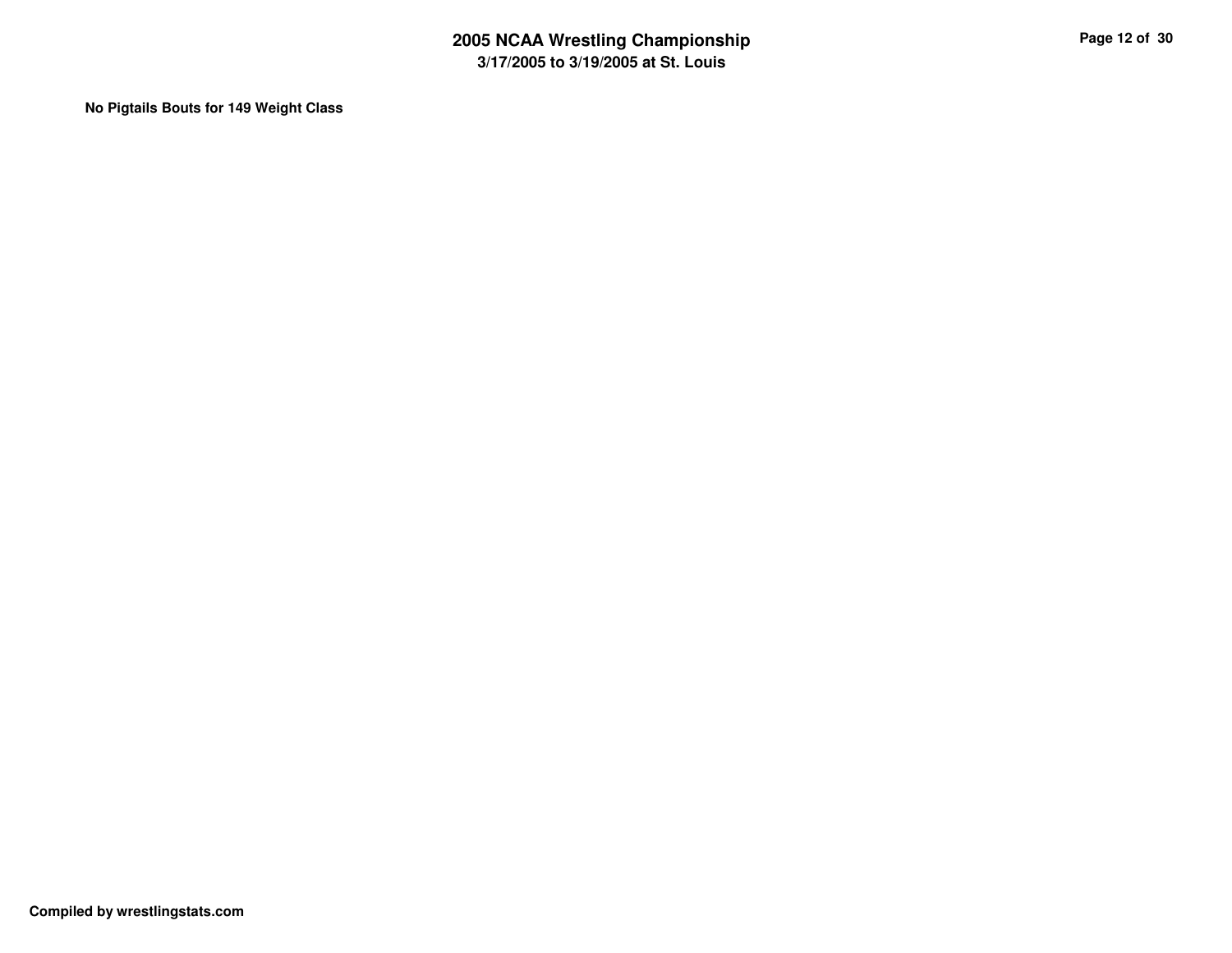**No Pigtails Bouts for 149 Weight Class**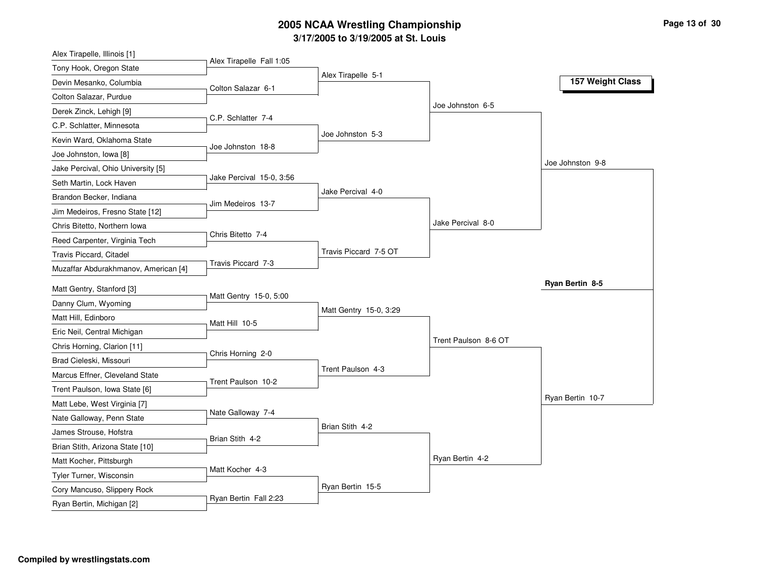# 2005 NCAA Wrestling Championship

**3/17/2005 to 3/19/2005 at St. Louis**

## 157 Weight Class

### First Round

| Wrestler 1 | Wrestler 2 | Result |
| --- | --- | --- |
| Alex Tirapelle, Illinois [1] | Tony Hook, Oregon State | Alex Tirapelle Fall 1:05 |
| Devin Mesanko, Columbia | Colton Salazar, Purdue | Colton Salazar 6-1 |
| Derek Zinck, Lehigh [9] | C.P. Schlatter, Minnesota | C.P. Schlatter 7-4 |
| Kevin Ward, Oklahoma State | Joe Johnston, Iowa [8] | Joe Johnston 18-8 |
| Jake Percival, Ohio University [5] | Seth Martin, Lock Haven | Jake Percival 15-0, 3:56 |
| Brandon Becker, Indiana | Jim Medeiros, Fresno State [12] | Jim Medeiros 13-7 |
| Chris Bitetto, Northern Iowa | Reed Carpenter, Virginia Tech | Chris Bitetto 7-4 |
| Travis Piccard, Citadel | Muzaffar Abdurakhmanov, American [4] | Travis Piccard 7-3 |
| Matt Gentry, Stanford [3] | Danny Clum, Wyoming | Matt Gentry 15-0, 5:00 |
| Matt Hill, Edinboro | Eric Neil, Central Michigan | Matt Hill 10-5 |
| Chris Horning, Clarion [11] | Brad Cieleski, Missouri | Chris Horning 2-0 |
| Marcus Effner, Cleveland State | Trent Paulson, Iowa State [6] | Trent Paulson 10-2 |
| Matt Lebe, West Virginia [7] | Nate Galloway, Penn State | Nate Galloway 7-4 |
| James Strouse, Hofstra | Brian Stith, Arizona State [10] | Brian Stith 4-2 |
| Matt Kocher, Pittsburgh | Tyler Turner, Wisconsin | Matt Kocher 4-3 |
| Cory Mancuso, Slippery Rock | Ryan Bertin, Michigan [2] | Ryan Bertin Fall 2:23 |

### Second Round

- Alex Tirapelle 5-1
- Joe Johnston 5-3
- Jake Percival 4-0
- Travis Piccard 7-5 OT
- Matt Gentry 15-0, 3:29
- Trent Paulson 4-3
- Brian Stith 4-2
- Ryan Bertin 15-5

### Quarterfinals

- Joe Johnston 6-5
- Jake Percival 8-0
- Trent Paulson 8-6 OT
- Ryan Bertin 4-2

### Semifinals

- Joe Johnston 9-8
- Ryan Bertin 10-7

### Final

**Ryan Bertin 8-5**

**Compiled by wrestlingstats.com**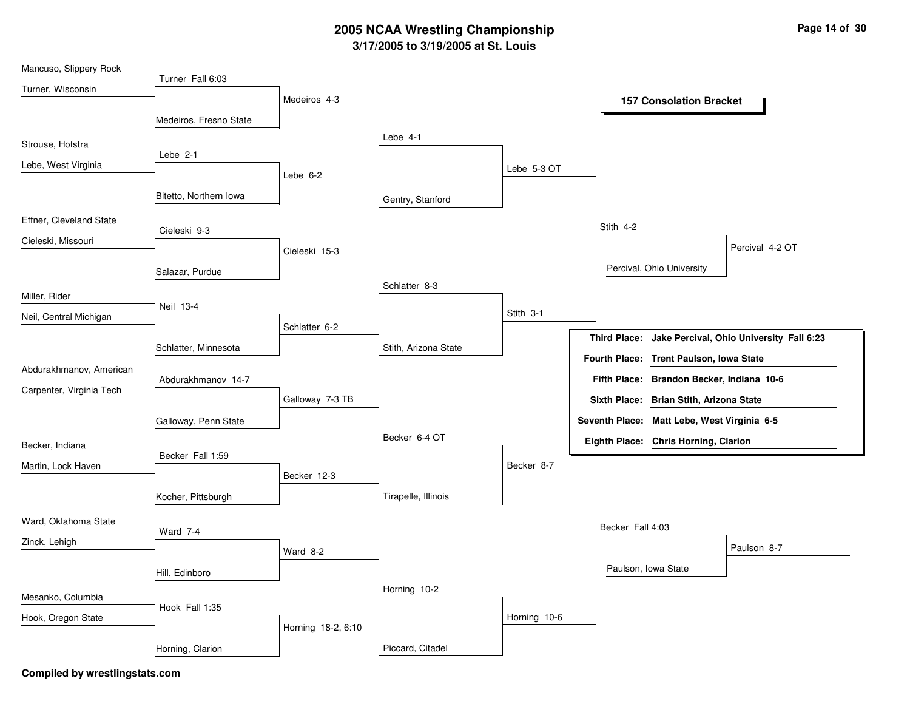# 2005 NCAA Wrestling Championship

### 3/17/2005 to 3/19/2005 at St. Louis

## 157 Consolation Bracket

### Round 1

| Wrestler 1 | Wrestler 2 | Result |
|---|---|---|
| Mancuso, Slippery Rock | Turner, Wisconsin | Turner Fall 6:03 |
| Strouse, Hofstra | Lebe, West Virginia | Lebe 2-1 |
| Effner, Cleveland State | Cieleski, Missouri | Cieleski 9-3 |
| Miller, Rider | Neil, Central Michigan | Neil 13-4 |
| Abdurakhmanov, American | Carpenter, Virginia Tech | Abdurakhmanov 14-7 |
| Becker, Indiana | Martin, Lock Haven | Becker Fall 1:59 |
| Ward, Oklahoma State | Zinck, Lehigh | Ward 7-4 |
| Mesanko, Columbia | Hook, Oregon State | Hook Fall 1:35 |

### Round 2

| Wrestler 1 | Wrestler 2 | Result |
|---|---|---|
| Turner | Medeiros, Fresno State | Medeiros 4-3 |
| Lebe | Bitetto, Northern Iowa | Lebe 6-2 |
| Cieleski | Salazar, Purdue | Cieleski 15-3 |
| Neil | Schlatter, Minnesota | Schlatter 6-2 |
| Abdurakhmanov | Galloway, Penn State | Galloway 7-3 TB |
| Becker | Kocher, Pittsburgh | Becker 12-3 |
| Ward | Hill, Edinboro | Ward 8-2 |
| Hook | Horning, Clarion | Horning 18-2, 6:10 |

### Round 3

| Wrestler 1 | Wrestler 2 | Result |
|---|---|---|
| Medeiros | Lebe | Lebe 4-1 |
| Cieleski | Schlatter | Schlatter 8-3 |
| Galloway | Becker | Becker 6-4 OT |
| Ward | Horning | Horning 10-2 |

### Round 4

| Wrestler 1 | Wrestler 2 | Result |
|---|---|---|
| Lebe | Gentry, Stanford | Lebe 5-3 OT |
| Schlatter | Stith, Arizona State | Stith 3-1 |
| Becker | Tirapelle, Illinois | Becker 8-7 |
| Horning | Piccard, Citadel | Horning 10-6 |

### Consolation Semifinals

| Wrestler 1 | Wrestler 2 | Result |
|---|---|---|
| Lebe | Stith | Stith 4-2 |
| Becker | Horning | Becker Fall 4:03 |

### Round 6

| Wrestler 1 | Wrestler 2 | Result |
|---|---|---|
| Stith | Percival, Ohio University | Percival 4-2 OT |
| Becker | Paulson, Iowa State | Paulson 8-7 |

### Final Placings

| Place | Wrestler |
|---|---|
| **Third Place:** | **Jake Percival, Ohio University Fall 6:23** |
| **Fourth Place:** | **Trent Paulson, Iowa State** |
| **Fifth Place:** | **Brandon Becker, Indiana 10-6** |
| **Sixth Place:** | **Brian Stith, Arizona State** |
| **Seventh Place:** | **Matt Lebe, West Virginia 6-5** |
| **Eighth Place:** | **Chris Horning, Clarion** |

**Compiled by wrestlingstats.com**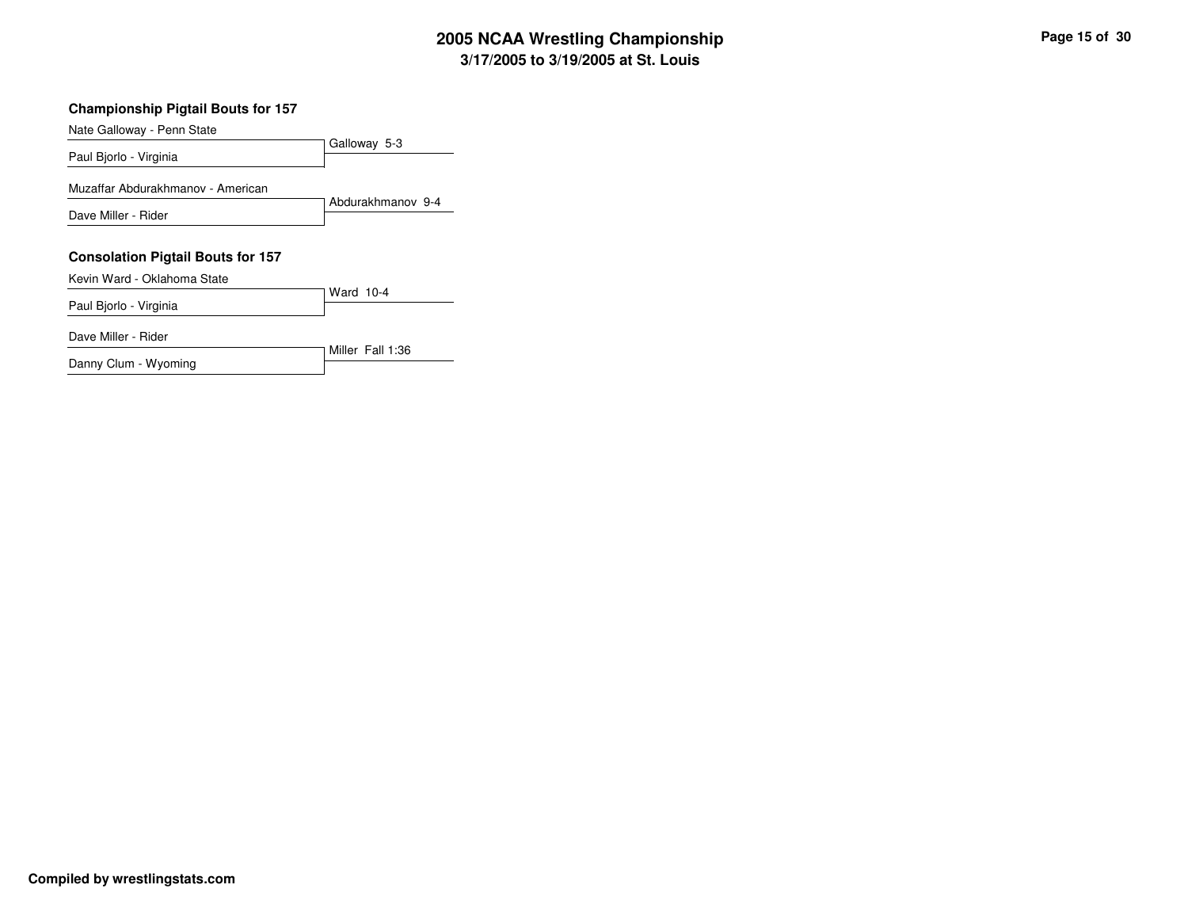## Championship Pigtail Bouts for 157

| Wrestler | Result |
| --- | --- |
| Nate Galloway - Penn State | Galloway 5-3 |
| Paul Bjorlo - Virginia | |
| Muzaffar Abdurakhmanov - American | Abdurakhmanov 9-4 |
| Dave Miller - Rider | |

## Consolation Pigtail Bouts for 157

| Wrestler | Result |
| --- | --- |
| Kevin Ward - Oklahoma State | Ward 10-4 |
| Paul Bjorlo - Virginia | |
| Dave Miller - Rider | Miller Fall 1:36 |
| Danny Clum - Wyoming | |

**Compiled by wrestlingstats.com**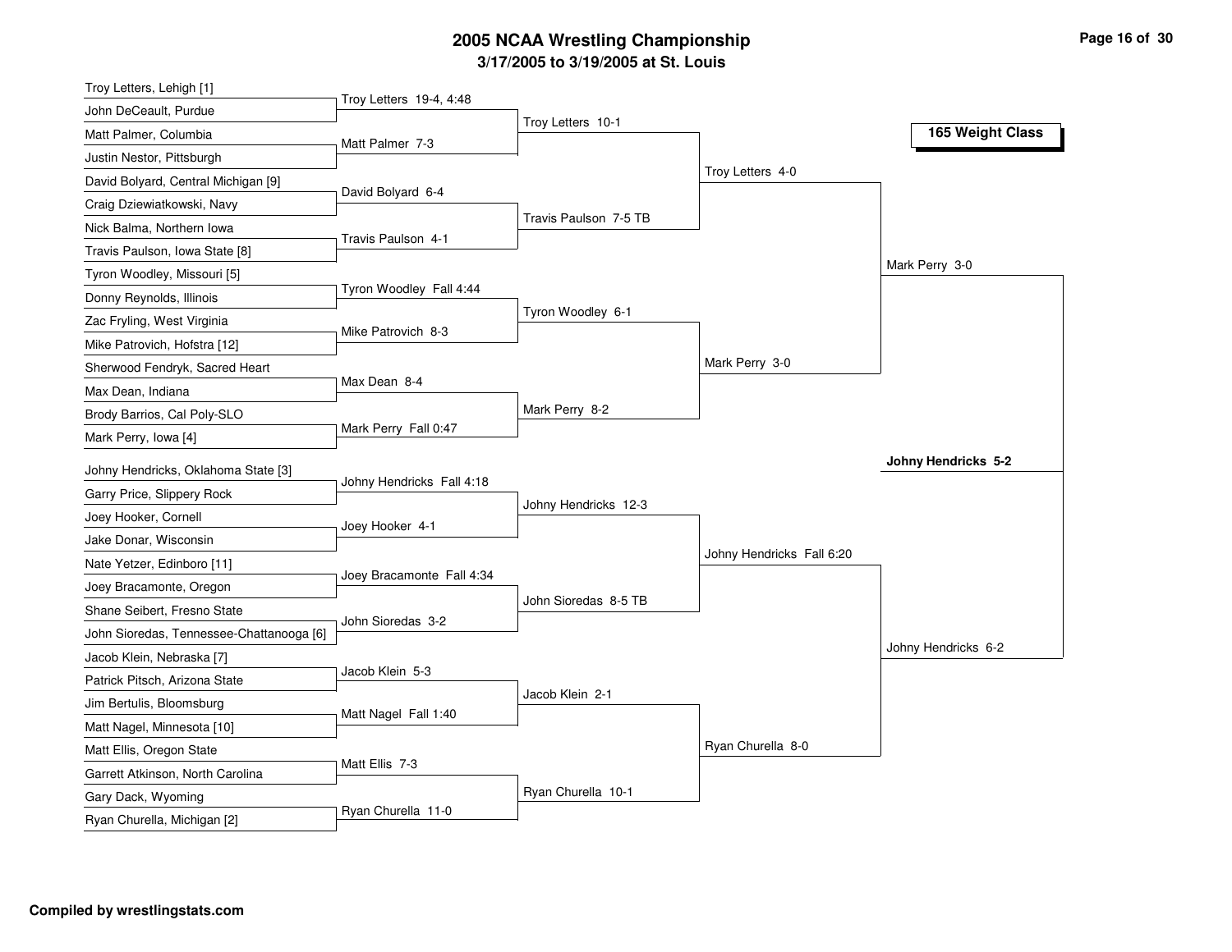# 2005 NCAA Wrestling Championship

### 3/17/2005 to 3/19/2005 at St. Louis

**165 Weight Class**

| First Round | Second Round | Quarterfinals | Semifinals | Finals |
|---|---|---|---|---|
| Troy Letters, Lehigh [1] | | | | |
| John DeCeault, Purdue | Troy Letters 19-4, 4:48 | | | |
| Matt Palmer, Columbia | | Troy Letters 10-1 | | |
| Justin Nestor, Pittsburgh | Matt Palmer 7-3 | | | |
| David Bolyard, Central Michigan [9] | | | Troy Letters 4-0 | |
| Craig Dziewiatkowski, Navy | David Bolyard 6-4 | | | |
| Nick Balma, Northern Iowa | | Travis Paulson 7-5 TB | | |
| Travis Paulson, Iowa State [8] | Travis Paulson 4-1 | | | |
| Tyron Woodley, Missouri [5] | | | | Mark Perry 3-0 |
| Donny Reynolds, Illinois | Tyron Woodley Fall 4:44 | | | |
| Zac Fryling, West Virginia | | Tyron Woodley 6-1 | | |
| Mike Patrovich, Hofstra [12] | Mike Patrovich 8-3 | | | |
| Sherwood Fendryk, Sacred Heart | | | Mark Perry 3-0 | |
| Max Dean, Indiana | Max Dean 8-4 | | | |
| Brody Barrios, Cal Poly-SLO | | Mark Perry 8-2 | | |
| Mark Perry, Iowa [4] | Mark Perry Fall 0:47 | | | |
| | | | | **Johny Hendricks 5-2** |
| Johny Hendricks, Oklahoma State [3] | | | | |
| Garry Price, Slippery Rock | Johny Hendricks Fall 4:18 | | | |
| Joey Hooker, Cornell | | Johny Hendricks 12-3 | | |
| Jake Donar, Wisconsin | Joey Hooker 4-1 | | | |
| Nate Yetzer, Edinboro [11] | | | Johny Hendricks Fall 6:20 | |
| Joey Bracamonte, Oregon | Joey Bracamonte Fall 4:34 | | | |
| Shane Seibert, Fresno State | | John Sioredas 8-5 TB | | |
| John Sioredas, Tennessee-Chattanooga [6] | John Sioredas 3-2 | | | |
| Jacob Klein, Nebraska [7] | | | | Johny Hendricks 6-2 |
| Patrick Pitsch, Arizona State | Jacob Klein 5-3 | | | |
| Jim Bertulis, Bloomsburg | | Jacob Klein 2-1 | | |
| Matt Nagel, Minnesota [10] | Matt Nagel Fall 1:40 | | | |
| Matt Ellis, Oregon State | | | Ryan Churella 8-0 | |
| Garrett Atkinson, North Carolina | Matt Ellis 7-3 | | | |
| Gary Dack, Wyoming | | Ryan Churella 10-1 | | |
| Ryan Churella, Michigan [2] | Ryan Churella 11-0 | | | |

Compiled by wrestlingstats.com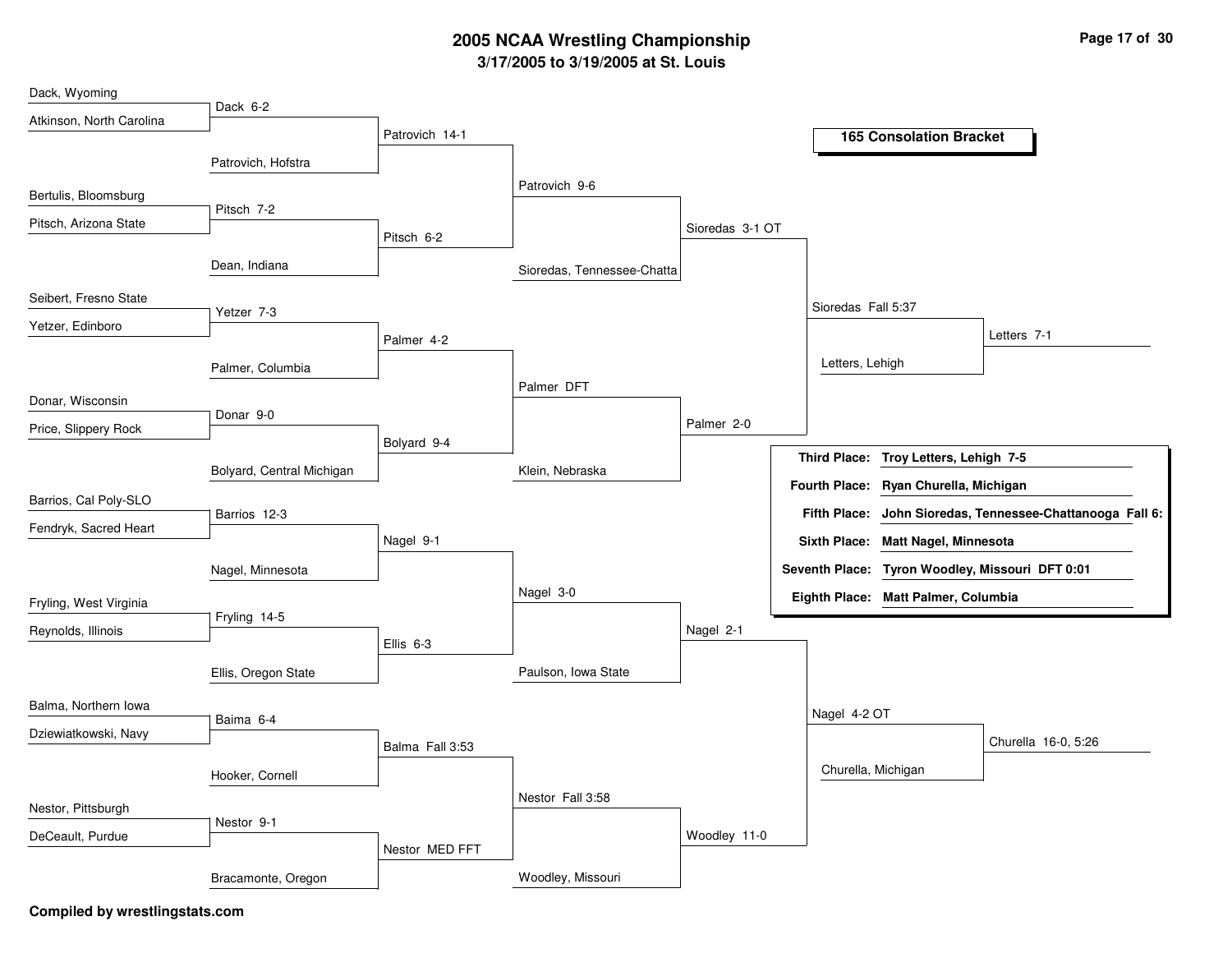# 2005 NCAA Wrestling Championship

**3/17/2005 to 3/19/2005 at St. Louis**

## 165 Consolation Bracket

### Round 1
- Dack, Wyoming vs. Atkinson, North Carolina — Dack 6-2
- Bertulis, Bloomsburg vs. Pitsch, Arizona State — Pitsch 7-2
- Seibert, Fresno State vs. Yetzer, Edinboro — Yetzer 7-3
- Donar, Wisconsin vs. Price, Slippery Rock — Donar 9-0
- Barrios, Cal Poly-SLO vs. Fendryk, Sacred Heart — Barrios 12-3
- Fryling, West Virginia vs. Reynolds, Illinois — Fryling 14-5
- Balma, Northern Iowa vs. Dziewiatkowski, Navy — Baima 6-4
- Nestor, Pittsburgh vs. DeCeault, Purdue — Nestor 9-1

### Round 2
- Dack vs. Patrovich, Hofstra — Patrovich 14-1
- Pitsch vs. Dean, Indiana — Pitsch 6-2
- Yetzer vs. Palmer, Columbia — Palmer 4-2
- Donar vs. Bolyard, Central Michigan — Bolyard 9-4
- Barrios vs. Nagel, Minnesota — Nagel 9-1
- Fryling vs. Ellis, Oregon State — Ellis 6-3
- Baima vs. Hooker, Cornell — Balma Fall 3:53
- Nestor vs. Bracamonte, Oregon — Nestor MED FFT

### Round 3
- Patrovich vs. Pitsch — Patrovich 9-6
- Palmer vs. Bolyard — Palmer DFT
- Nagel vs. Ellis — Nagel 3-0
- Balma vs. Nestor — Nestor Fall 3:58

### Round 4
- Patrovich vs. Sioredas, Tennessee-Chatta — Sioredas 3-1 OT
- Palmer vs. Klein, Nebraska — Palmer 2-0
- Nagel vs. Paulson, Iowa State — Nagel 2-1
- Nestor vs. Woodley, Missouri — Woodley 11-0

### Round 5
- Sioredas vs. Palmer — Sioredas Fall 5:37
- Nagel vs. Woodley — Nagel 4-2 OT

### Consolation Semifinals
- Sioredas vs. Letters, Lehigh — Letters 7-1
- Nagel vs. Churella, Michigan — Churella 16-0, 5:26

### Final Placement

| Place | Result |
|---|---|
| Third Place: | Troy Letters, Lehigh 7-5 |
| Fourth Place: | Ryan Churella, Michigan |
| Fifth Place: | John Sioredas, Tennessee-Chattanooga Fall 6: |
| Sixth Place: | Matt Nagel, Minnesota |
| Seventh Place: | Tyron Woodley, Missouri DFT 0:01 |
| Eighth Place: | Matt Palmer, Columbia |

**Compiled by wrestlingstats.com**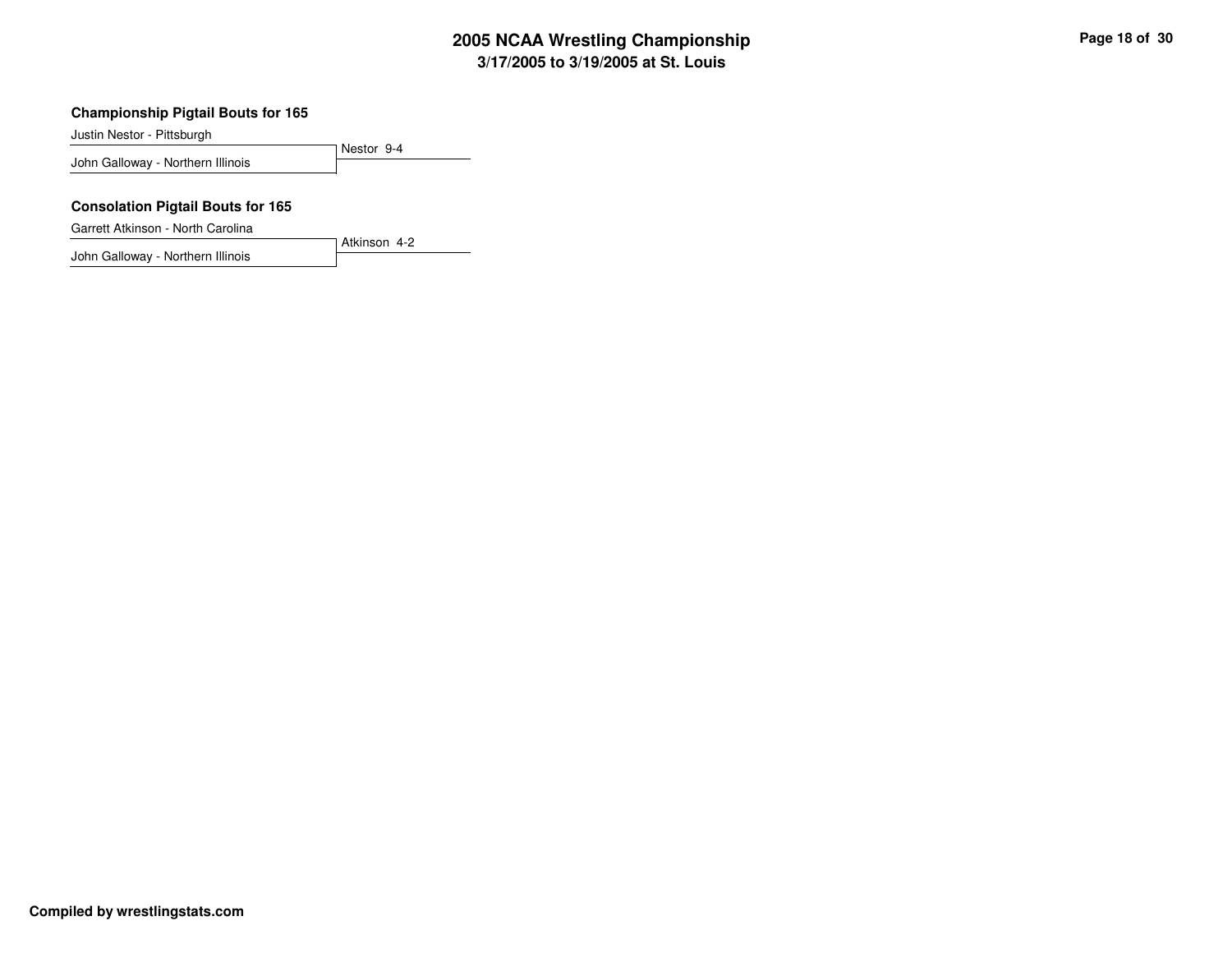## Championship Pigtail Bouts for 165

| Wrestler | Result |
| --- | --- |
| Justin Nestor - Pittsburgh | Nestor 9-4 |
| John Galloway - Northern Illinois | |

## Consolation Pigtail Bouts for 165

| Wrestler | Result |
| --- | --- |
| Garrett Atkinson - North Carolina | Atkinson 4-2 |
| John Galloway - Northern Illinois | |

**Compiled by wrestlingstats.com**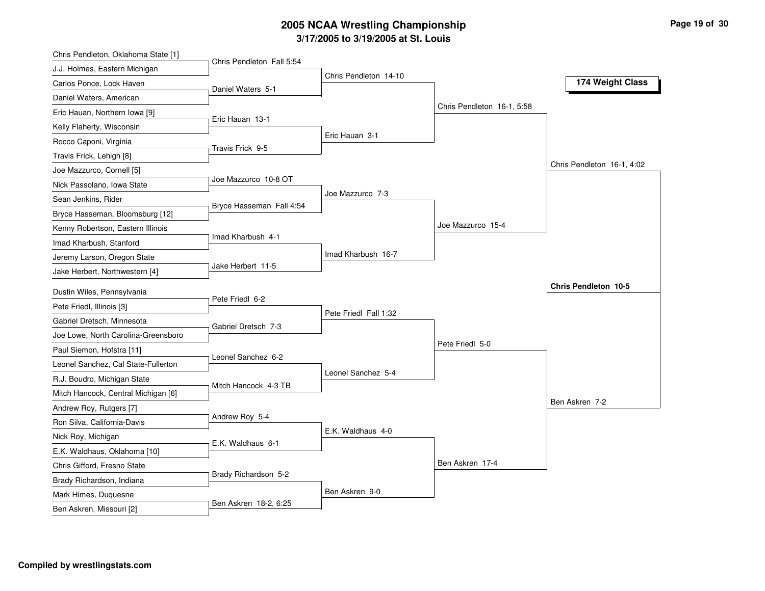# 2005 NCAA Wrestling Championship

### 3/17/2005 to 3/19/2005 at St. Louis

**174 Weight Class**

| First Round | Second Round | Quarterfinals | Semifinals | Final |
|---|---|---|---|---|
| Chris Pendleton, Oklahoma State [1] | | | | |
| J.J. Holmes, Eastern Michigan | Chris Pendleton Fall 5:54 | | | |
| Carlos Ponce, Lock Haven | | Chris Pendleton 14-10 | | |
| Daniel Waters, American | Daniel Waters 5-1 | | | |
| Eric Hauan, Northern Iowa [9] | | | Chris Pendleton 16-1, 5:58 | |
| Kelly Flaherty, Wisconsin | Eric Hauan 13-1 | | | |
| Rocco Caponi, Virginia | | Eric Hauan 3-1 | | |
| Travis Frick, Lehigh [8] | Travis Frick 9-5 | | | |
| Joe Mazzurco, Cornell [5] | | | | Chris Pendleton 16-1, 4:02 |
| Nick Passolano, Iowa State | Joe Mazzurco 10-8 OT | | | |
| Sean Jenkins, Rider | | Joe Mazzurco 7-3 | | |
| Bryce Hasseman, Bloomsburg [12] | Bryce Hasseman Fall 4:54 | | | |
| Kenny Robertson, Eastern Illinois | | | Joe Mazzurco 15-4 | |
| Imad Kharbush, Stanford | Imad Kharbush 4-1 | | | |
| Jeremy Larson, Oregon State | | Imad Kharbush 16-7 | | |
| Jake Herbert, Northwestern [4] | Jake Herbert 11-5 | | | |
| | | | | **Chris Pendleton 10-5** |
| Dustin Wiles, Pennsylvania | | | | |
| Pete Friedl, Illinois [3] | Pete Friedl 6-2 | | | |
| Gabriel Dretsch, Minnesota | | Pete Friedl Fall 1:32 | | |
| Joe Lowe, North Carolina-Greensboro | Gabriel Dretsch 7-3 | | | |
| Paul Siemon, Hofstra [11] | | | Pete Friedl 5-0 | |
| Leonel Sanchez, Cal State-Fullerton | Leonel Sanchez 6-2 | | | |
| R.J. Boudro, Michigan State | | Leonel Sanchez 5-4 | | |
| Mitch Hancock, Central Michigan [6] | Mitch Hancock 4-3 TB | | | |
| Andrew Roy, Rutgers [7] | | | | Ben Askren 7-2 |
| Ron Silva, California-Davis | Andrew Roy 5-4 | | | |
| Nick Roy, Michigan | | E.K. Waldhaus 4-0 | | |
| E.K. Waldhaus, Oklahoma [10] | E.K. Waldhaus 6-1 | | | |
| Chris Gifford, Fresno State | | | Ben Askren 17-4 | |
| Brady Richardson, Indiana | Brady Richardson 5-2 | | | |
| Mark Himes, Duquesne | | Ben Askren 9-0 | | |
| Ben Askren, Missouri [2] | Ben Askren 18-2, 6:25 | | | |

**Compiled by wrestlingstats.com**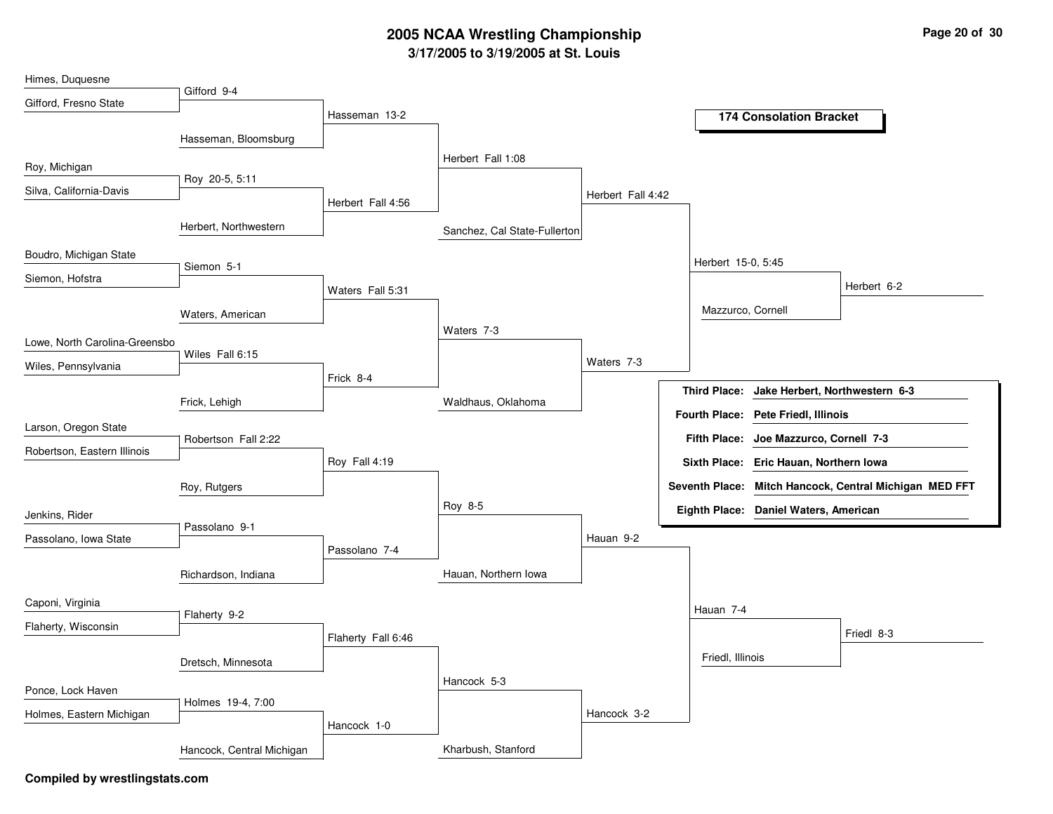# 2005 NCAA Wrestling Championship

**3/17/2005 to 3/19/2005 at St. Louis**

## 174 Consolation Bracket

| Round 1 | Round 2 | Round 3 | Round 4 | Round 5 | Quarterfinal | Semifinal |
|---|---|---|---|---|---|---|
| Himes, Duquesne | Gifford 9-4 | Hasseman 13-2 | Herbert Fall 1:08 | Herbert Fall 4:42 | Herbert 15-0, 5:45 | Herbert 6-2 |
| Gifford, Fresno State | Hasseman, Bloomsburg | | | | | |
| Roy, Michigan | Roy 20-5, 5:11 | Herbert Fall 4:56 | | | | |
| Silva, California-Davis | Herbert, Northwestern | | Sanchez, Cal State-Fullerton | | | |
| Boudro, Michigan State | Siemon 5-1 | Waters Fall 5:31 | Waters 7-3 | Waters 7-3 | Mazzurco, Cornell | |
| Siemon, Hofstra | Waters, American | | | | | |
| Lowe, North Carolina-Greensbo | Wiles Fall 6:15 | Frick 8-4 | | | | |
| Wiles, Pennsylvania | Frick, Lehigh | | Waldhaus, Oklahoma | | | |
| Larson, Oregon State | Robertson Fall 2:22 | Roy Fall 4:19 | Roy 8-5 | Hauan 9-2 | Hauan 7-4 | Friedl 8-3 |
| Robertson, Eastern Illinois | Roy, Rutgers | | | | | |
| Jenkins, Rider | Passolano 9-1 | Passolano 7-4 | | | | |
| Passolano, Iowa State | Richardson, Indiana | | Hauan, Northern Iowa | | | |
| Caponi, Virginia | Flaherty 9-2 | Flaherty Fall 6:46 | Hancock 5-3 | Hancock 3-2 | Friedl, Illinois | |
| Flaherty, Wisconsin | Dretsch, Minnesota | | | | | |
| Ponce, Lock Haven | Holmes 19-4, 7:00 | Hancock 1-0 | | | | |
| Holmes, Eastern Michigan | Hancock, Central Michigan | | Kharbush, Stanford | | | |

| Place | Result |
|---|---|
| **Third Place:** | **Jake Herbert, Northwestern 6-3** |
| **Fourth Place:** | **Pete Friedl, Illinois** |
| **Fifth Place:** | **Joe Mazzurco, Cornell 7-3** |
| **Sixth Place:** | **Eric Hauan, Northern Iowa** |
| **Seventh Place:** | **Mitch Hancock, Central Michigan MED FFT** |
| **Eighth Place:** | **Daniel Waters, American** |

**Compiled by wrestlingstats.com**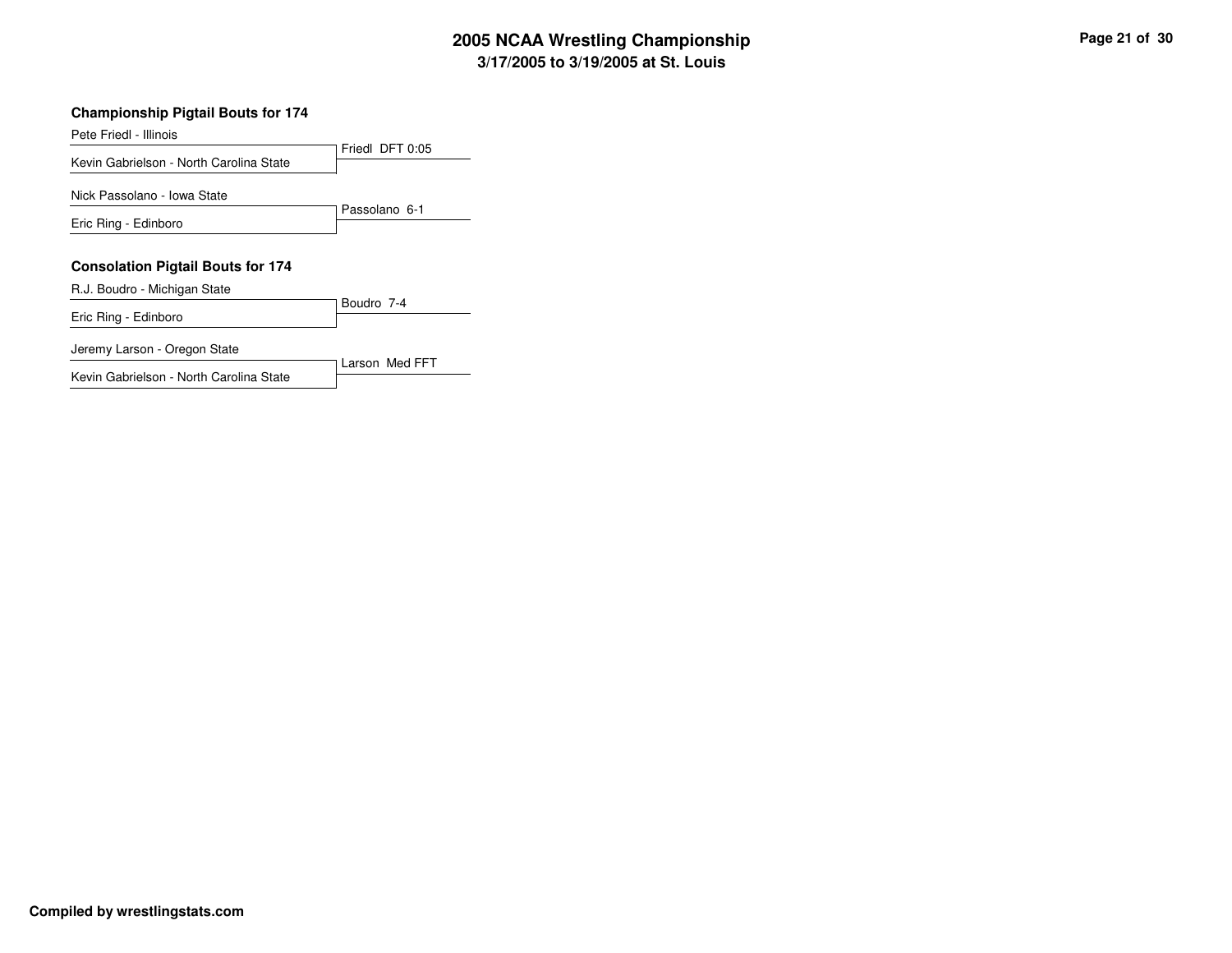# 2005 NCAA Wrestling Championship
## 3/17/2005 to 3/19/2005 at St. Louis

### Championship Pigtail Bouts for 174

Pete Friedl - Illinois
Kevin Gabrielson - North Carolina State
Friedl DFT 0:05

Nick Passolano - Iowa State
Eric Ring - Edinboro
Passolano 6-1

### Consolation Pigtail Bouts for 174

R.J. Boudro - Michigan State
Eric Ring - Edinboro
Boudro 7-4

Jeremy Larson - Oregon State
Kevin Gabrielson - North Carolina State
Larson Med FFT

**Compiled by wrestlingstats.com**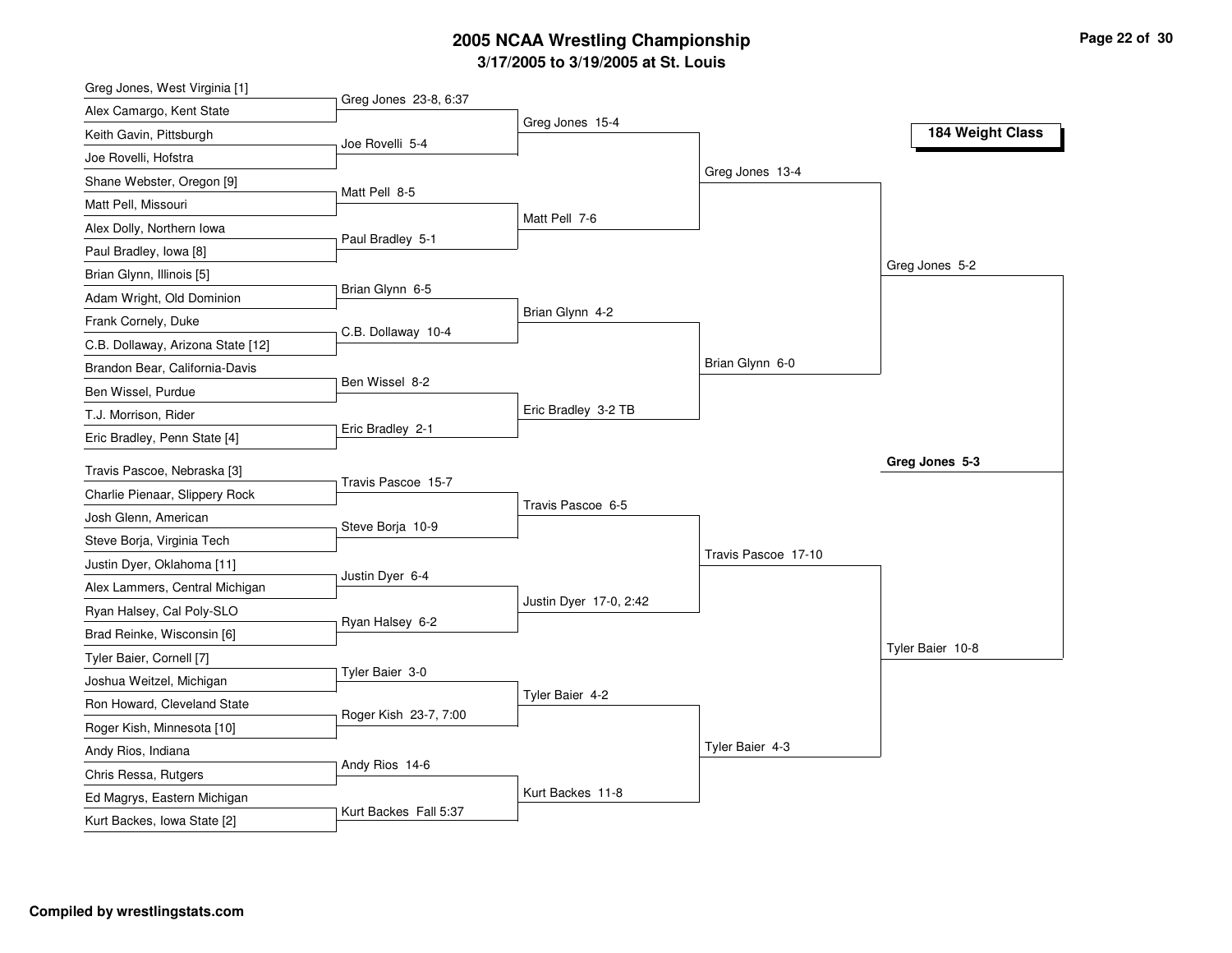# 2005 NCAA Wrestling Championship

**3/17/2005 to 3/19/2005 at St. Louis**

**184 Weight Class**

## First Round

| Wrestler 1 | Wrestler 2 | Result |
|---|---|---|
| Greg Jones, West Virginia [1] | Alex Camargo, Kent State | Greg Jones 23-8, 6:37 |
| Keith Gavin, Pittsburgh | Joe Rovelli, Hofstra | Joe Rovelli 5-4 |
| Shane Webster, Oregon [9] | Matt Pell, Missouri | Matt Pell 8-5 |
| Alex Dolly, Northern Iowa | Paul Bradley, Iowa [8] | Paul Bradley 5-1 |
| Brian Glynn, Illinois [5] | Adam Wright, Old Dominion | Brian Glynn 6-5 |
| Frank Cornely, Duke | C.B. Dollaway, Arizona State [12] | C.B. Dollaway 10-4 |
| Brandon Bear, California-Davis | Ben Wissel, Purdue | Ben Wissel 8-2 |
| T.J. Morrison, Rider | Eric Bradley, Penn State [4] | Eric Bradley 2-1 |
| Travis Pascoe, Nebraska [3] | Charlie Pienaar, Slippery Rock | Travis Pascoe 15-7 |
| Josh Glenn, American | Steve Borja, Virginia Tech | Steve Borja 10-9 |
| Justin Dyer, Oklahoma [11] | Alex Lammers, Central Michigan | Justin Dyer 6-4 |
| Ryan Halsey, Cal Poly-SLO | Brad Reinke, Wisconsin [6] | Ryan Halsey 6-2 |
| Tyler Baier, Cornell [7] | Joshua Weitzel, Michigan | Tyler Baier 3-0 |
| Ron Howard, Cleveland State | Roger Kish, Minnesota [10] | Roger Kish 23-7, 7:00 |
| Andy Rios, Indiana | Chris Ressa, Rutgers | Andy Rios 14-6 |
| Ed Magrys, Eastern Michigan | Kurt Backes, Iowa State [2] | Kurt Backes Fall 5:37 |

## Second Round

- Greg Jones 15-4
- Matt Pell 7-6
- Brian Glynn 4-2
- Eric Bradley 3-2 TB
- Travis Pascoe 6-5
- Justin Dyer 17-0, 2:42
- Tyler Baier 4-2
- Kurt Backes 11-8

## Quarterfinals

- Greg Jones 13-4
- Brian Glynn 6-0
- Travis Pascoe 17-10
- Tyler Baier 4-3

## Semifinals

- Greg Jones 5-2
- Tyler Baier 10-8

## Final

**Greg Jones 5-3**

**Compiled by wrestlingstats.com**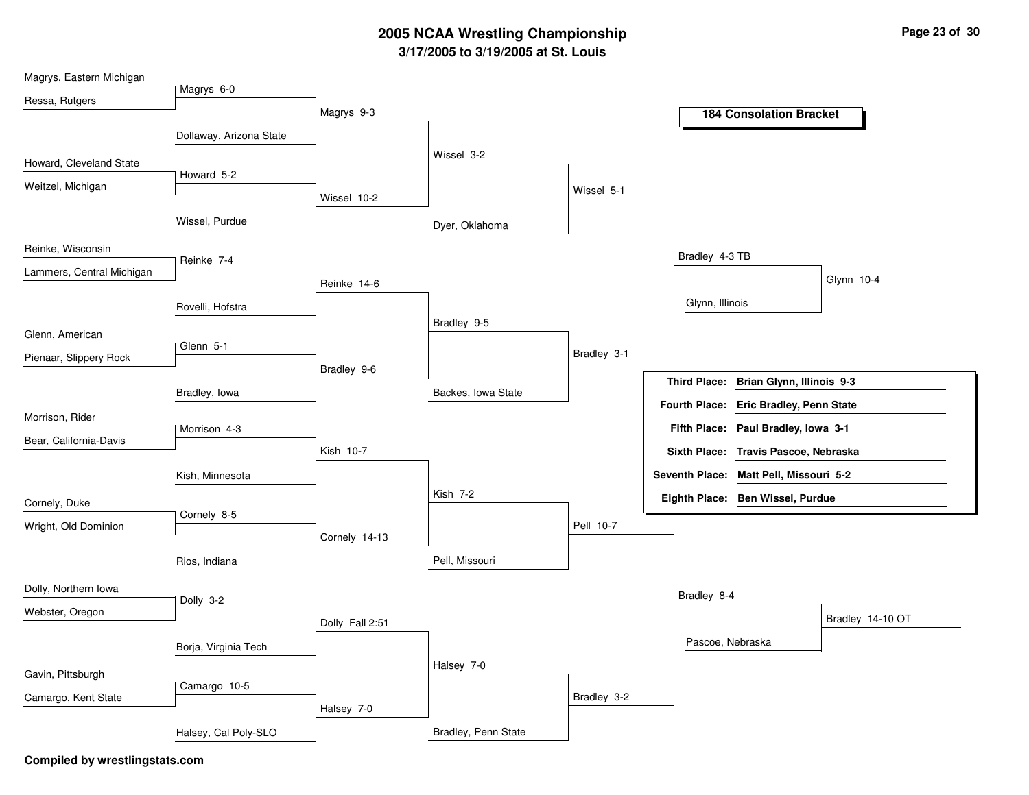# 2005 NCAA Wrestling Championship

### 3/17/2005 to 3/19/2005 at St. Louis

## 184 Consolation Bracket

**Round 1 / Round 2 / Round 3 / Round 4 / Quarterfinals / Semifinals / Placement**

- Magrys, Eastern Michigan vs. Ressa, Rutgers — Magrys 6-0
- Magrys vs. Dollaway, Arizona State — Magrys 9-3
- Howard, Cleveland State vs. Weitzel, Michigan — Howard 5-2
- Howard vs. Wissel, Purdue — Wissel 10-2
- Magrys vs. Wissel — Wissel 3-2
- Wissel vs. Dyer, Oklahoma — Wissel 5-1
- Reinke, Wisconsin vs. Lammers, Central Michigan — Reinke 7-4
- Reinke vs. Rovelli, Hofstra — Reinke 14-6
- Glenn, American vs. Pienaar, Slippery Rock — Glenn 5-1
- Glenn vs. Bradley, Iowa — Bradley 9-6
- Reinke vs. Bradley — Bradley 9-5
- Bradley vs. Backes, Iowa State — Bradley 3-1
- Wissel vs. Bradley — Bradley 4-3 TB
- Bradley vs. Glynn, Illinois — Glynn 10-4
- Morrison, Rider vs. Bear, California-Davis — Morrison 4-3
- Morrison vs. Kish, Minnesota — Kish 10-7
- Cornely, Duke vs. Wright, Old Dominion — Cornely 8-5
- Cornely vs. Rios, Indiana — Cornely 14-13
- Kish vs. Cornely — Kish 7-2
- Kish vs. Pell, Missouri — Pell 10-7
- Dolly, Northern Iowa vs. Webster, Oregon — Dolly 3-2
- Dolly vs. Borja, Virginia Tech — Dolly Fall 2:51
- Gavin, Pittsburgh vs. Camargo, Kent State — Camargo 10-5
- Camargo vs. Halsey, Cal Poly-SLO — Halsey 7-0
- Dolly vs. Halsey — Halsey 7-0
- Halsey vs. Bradley, Penn State — Bradley 3-2
- Pell vs. Bradley — Bradley 8-4
- Bradley vs. Pascoe, Nebraska — Bradley 14-10 OT

| Place | Result |
|---|---|
| **Third Place:** | **Brian Glynn, Illinois 9-3** |
| **Fourth Place:** | **Eric Bradley, Penn State** |
| **Fifth Place:** | **Paul Bradley, Iowa 3-1** |
| **Sixth Place:** | **Travis Pascoe, Nebraska** |
| **Seventh Place:** | **Matt Pell, Missouri 5-2** |
| **Eighth Place:** | **Ben Wissel, Purdue** |

**Compiled by wrestlingstats.com**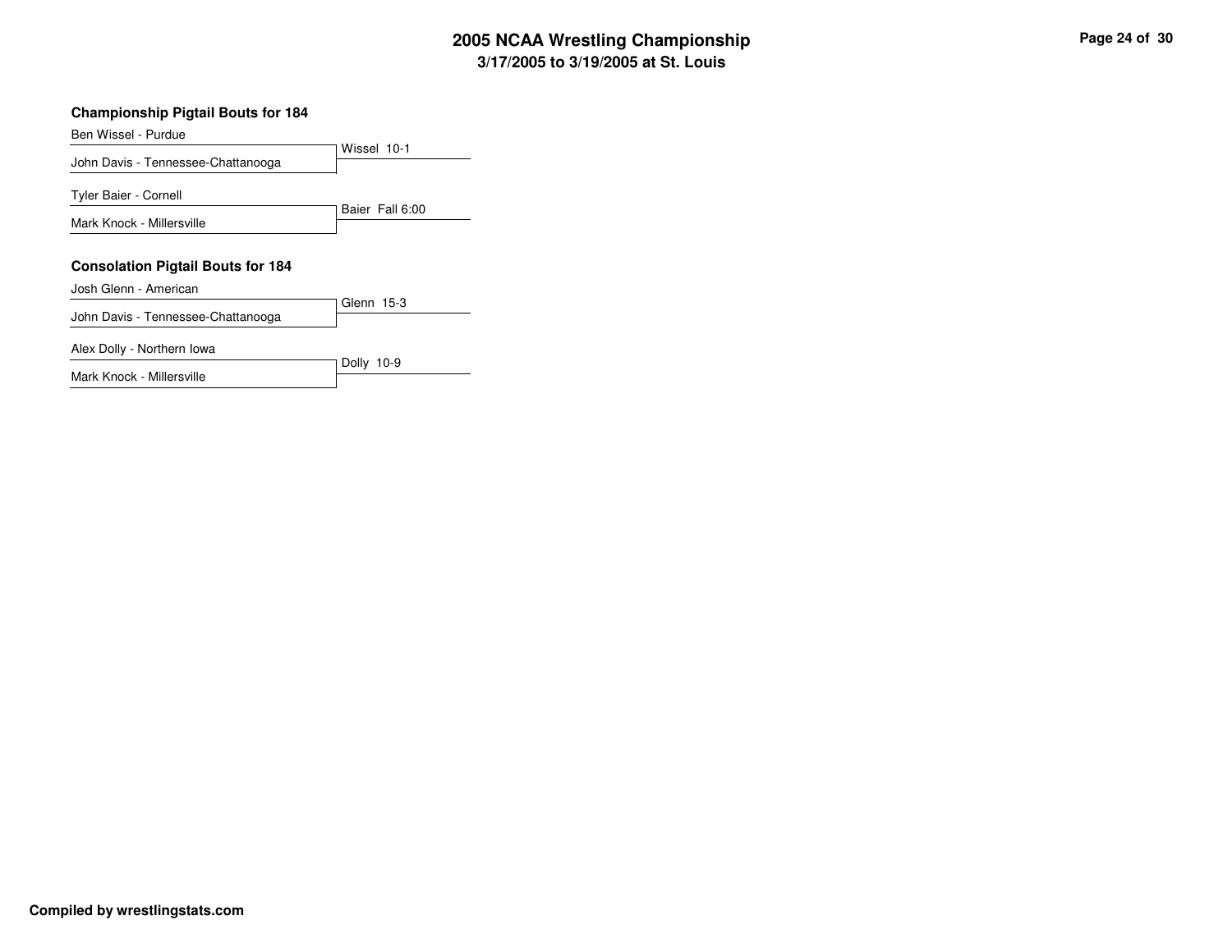# 2005 NCAA Wrestling Championship

## 3/17/2005 to 3/19/2005 at St. Louis

### Championship Pigtail Bouts for 184

| Wrestlers | Result |
|---|---|
| Ben Wissel - Purdue<br>John Davis - Tennessee-Chattanooga | Wissel 10-1 |
| Tyler Baier - Cornell<br>Mark Knock - Millersville | Baier Fall 6:00 |

### Consolation Pigtail Bouts for 184

| Wrestlers | Result |
|---|---|
| Josh Glenn - American<br>John Davis - Tennessee-Chattanooga | Glenn 15-3 |
| Alex Dolly - Northern Iowa<br>Mark Knock - Millersville | Dolly 10-9 |

**Compiled by wrestlingstats.com**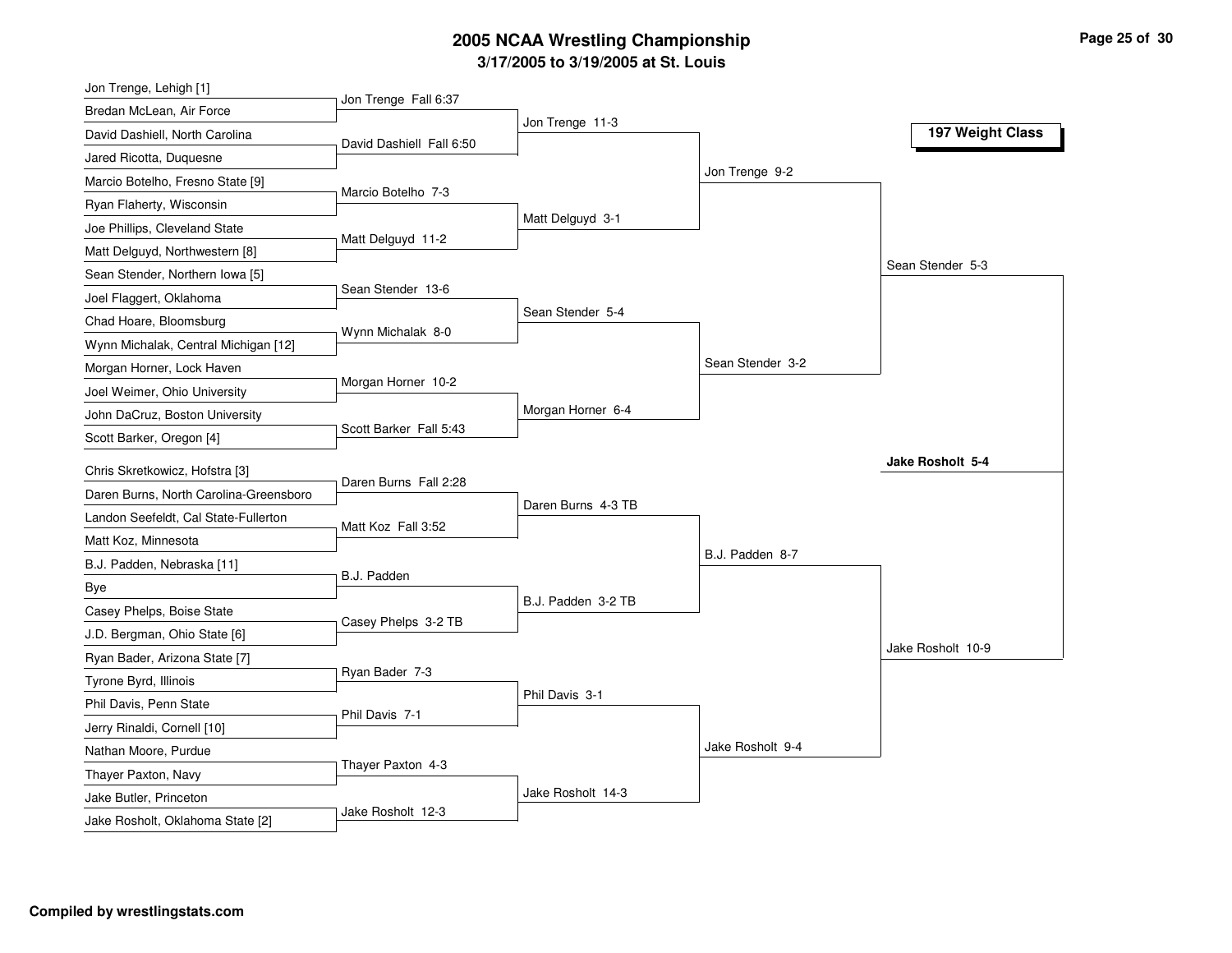# 2005 NCAA Wrestling Championship

## 3/17/2005 to 3/19/2005 at St. Louis

### 197 Weight Class

**First Round**

- Jon Trenge, Lehigh [1] vs. Bredan McLean, Air Force — Jon Trenge Fall 6:37
- David Dashiell, North Carolina vs. Jared Ricotta, Duquesne — David Dashiell Fall 6:50
- Marcio Botelho, Fresno State [9] vs. Ryan Flaherty, Wisconsin — Marcio Botelho 7-3
- Joe Phillips, Cleveland State vs. Matt Delguyd, Northwestern [8] — Matt Delguyd 11-2
- Sean Stender, Northern Iowa [5] vs. Joel Flaggert, Oklahoma — Sean Stender 13-6
- Chad Hoare, Bloomsburg vs. Wynn Michalak, Central Michigan [12] — Wynn Michalak 8-0
- Morgan Horner, Lock Haven vs. Joel Weimer, Ohio University — Morgan Horner 10-2
- John DaCruz, Boston University vs. Scott Barker, Oregon [4] — Scott Barker Fall 5:43
- Chris Skretkowicz, Hofstra [3] vs. Daren Burns, North Carolina-Greensboro — Daren Burns Fall 2:28
- Landon Seefeldt, Cal State-Fullerton vs. Matt Koz, Minnesota — Matt Koz Fall 3:52
- B.J. Padden, Nebraska [11] vs. Bye — B.J. Padden
- Casey Phelps, Boise State vs. J.D. Bergman, Ohio State [6] — Casey Phelps 3-2 TB
- Ryan Bader, Arizona State [7] vs. Tyrone Byrd, Illinois — Ryan Bader 7-3
- Phil Davis, Penn State vs. Jerry Rinaldi, Cornell [10] — Phil Davis 7-1
- Nathan Moore, Purdue vs. Thayer Paxton, Navy — Thayer Paxton 4-3
- Jake Butler, Princeton vs. Jake Rosholt, Oklahoma State [2] — Jake Rosholt 12-3

**Second Round**

- Jon Trenge 11-3
- Matt Delguyd 3-1
- Sean Stender 5-4
- Morgan Horner 6-4
- Daren Burns 4-3 TB
- B.J. Padden 3-2 TB
- Phil Davis 3-1
- Jake Rosholt 14-3

**Quarterfinals**

- Jon Trenge 9-2
- Sean Stender 3-2
- B.J. Padden 8-7
- Jake Rosholt 9-4

**Semifinals**

- Sean Stender 5-3
- Jake Rosholt 10-9

**Champion**

**Jake Rosholt 5-4**

**Compiled by wrestlingstats.com**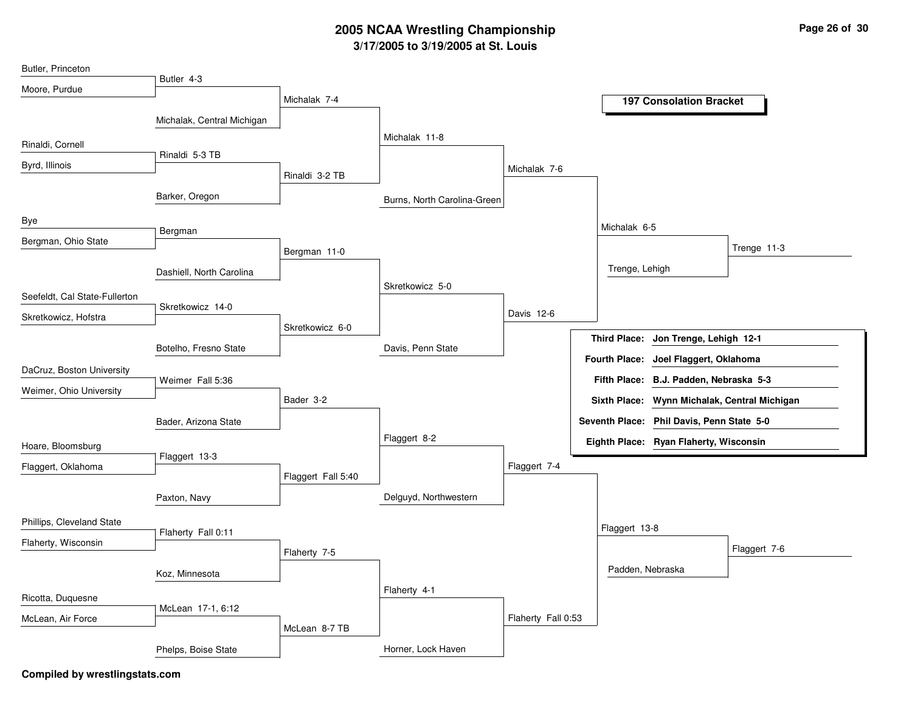# 2005 NCAA Wrestling Championship

**3/17/2005 to 3/19/2005 at St. Louis**

## 197 Consolation Bracket

### Round 1

| Wrestler A | Wrestler B | Result |
|---|---|---|
| Butler, Princeton | Moore, Purdue | Butler 4-3 |
| Rinaldi, Cornell | Byrd, Illinois | Rinaldi 5-3 TB |
| Bye | Bergman, Ohio State | Bergman |
| Seefeldt, Cal State-Fullerton | Skretkowicz, Hofstra | Skretkowicz 14-0 |
| DaCruz, Boston University | Weimer, Ohio University | Weimer Fall 5:36 |
| Hoare, Bloomsburg | Flaggert, Oklahoma | Flaggert 13-3 |
| Phillips, Cleveland State | Flaherty, Wisconsin | Flaherty Fall 0:11 |
| Ricotta, Duquesne | McLean, Air Force | McLean 17-1, 6:12 |

### Round 2

| Wrestler A | Wrestler B | Result |
|---|---|---|
| Butler | Michalak, Central Michigan | Michalak 7-4 |
| Rinaldi | Barker, Oregon | Rinaldi 3-2 TB |
| Bergman | Dashiell, North Carolina | Bergman 11-0 |
| Skretkowicz | Botelho, Fresno State | Skretkowicz 6-0 |
| Weimer | Bader, Arizona State | Bader 3-2 |
| Flaggert | Paxton, Navy | Flaggert Fall 5:40 |
| Flaherty | Koz, Minnesota | Flaherty 7-5 |
| McLean | Phelps, Boise State | McLean 8-7 TB |

### Round 3

| Wrestler A | Wrestler B | Result |
|---|---|---|
| Michalak | Rinaldi | Michalak 11-8 |
| Bergman | Skretkowicz | Skretkowicz 5-0 |
| Bader | Flaggert | Flaggert 8-2 |
| Flaherty | McLean | Flaherty 4-1 |

### Round 4

| Wrestler A | Wrestler B | Result |
|---|---|---|
| Michalak | Burns, North Carolina-Green | Michalak 7-6 |
| Skretkowicz | Davis, Penn State | Davis 12-6 |
| Flaggert | Delguyd, Northwestern | Flaggert 7-4 |
| Flaherty | Horner, Lock Haven | Flaherty Fall 0:53 |

### Quarterfinals

| Wrestler A | Wrestler B | Result |
|---|---|---|
| Michalak | Davis | Michalak 6-5 |
| Flaggert | Flaherty | Flaggert 13-8 |

### Semifinals

| Wrestler A | Wrestler B | Result |
|---|---|---|
| Michalak | Trenge, Lehigh | Trenge 11-3 |
| Flaggert | Padden, Nebraska | Flaggert 7-6 |

### Placings

| Place | Result |
|---|---|
| Third Place: | Jon Trenge, Lehigh 12-1 |
| Fourth Place: | Joel Flaggert, Oklahoma |
| Fifth Place: | B.J. Padden, Nebraska 5-3 |
| Sixth Place: | Wynn Michalak, Central Michigan |
| Seventh Place: | Phil Davis, Penn State 5-0 |
| Eighth Place: | Ryan Flaherty, Wisconsin |

**Compiled by wrestlingstats.com**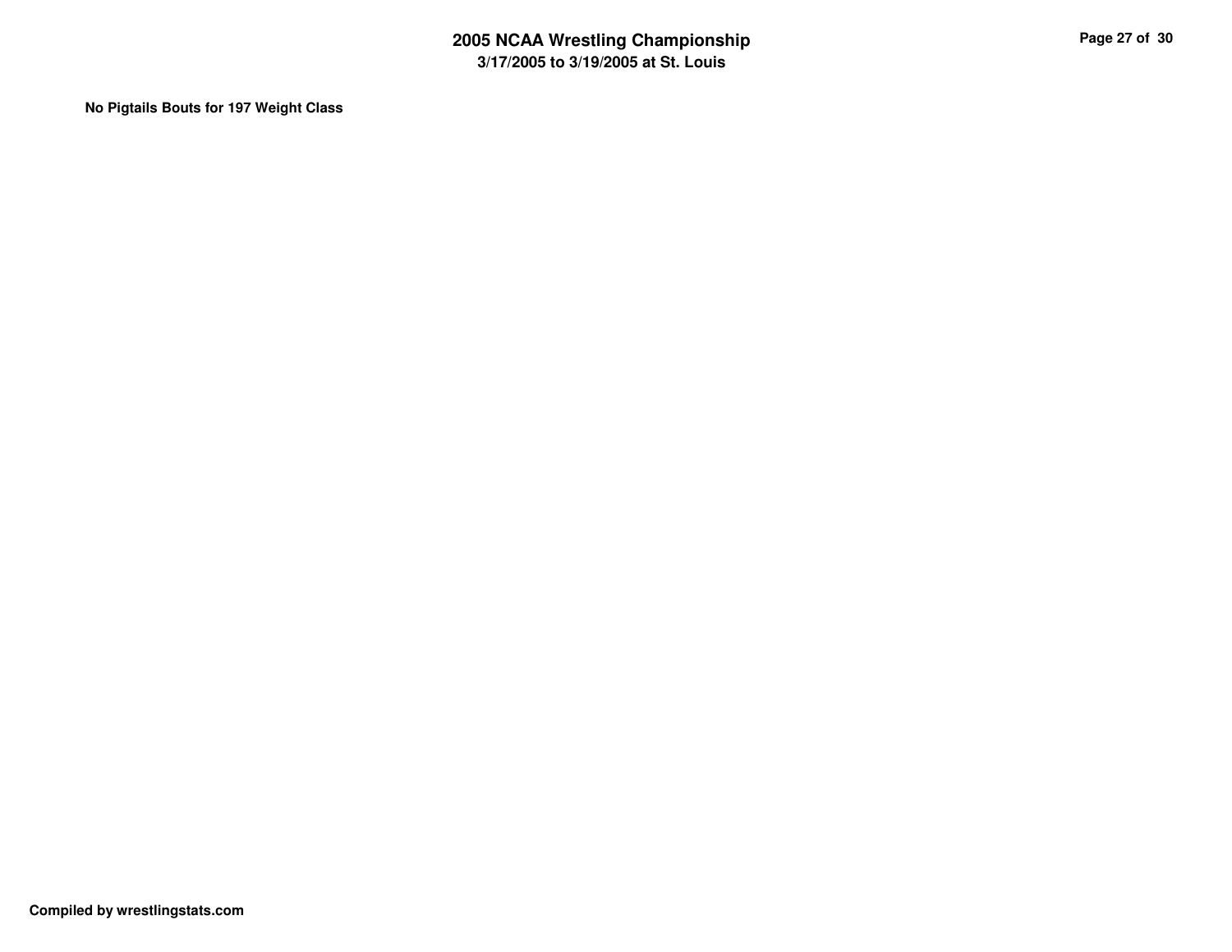**No Pigtails Bouts for 197 Weight Class**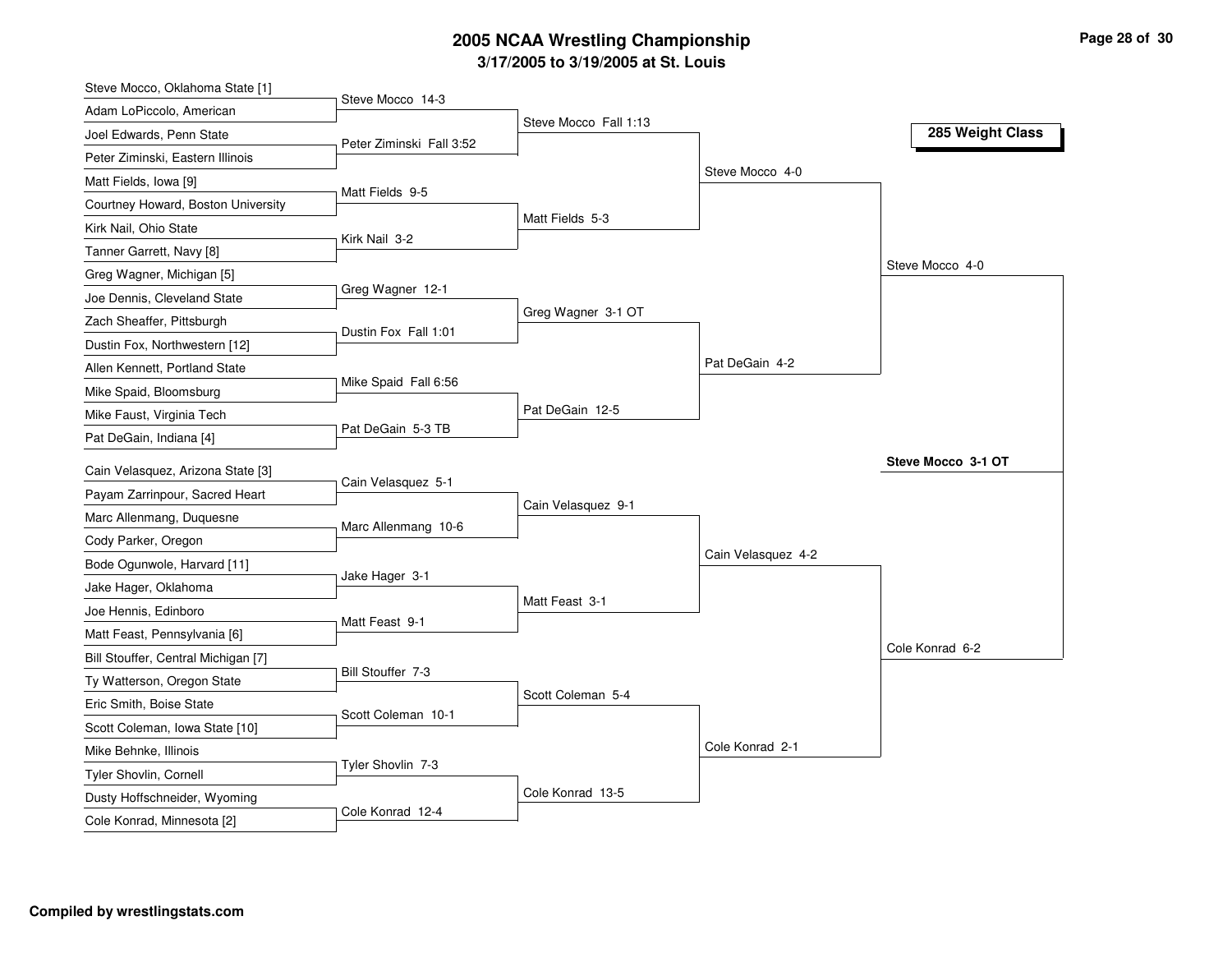# 2005 NCAA Wrestling Championship

## 3/17/2005 to 3/19/2005 at St. Louis

### 285 Weight Class

**First Round**

- Steve Mocco, Oklahoma State [1] vs. Adam LoPiccolo, American — Steve Mocco 14-3
- Joel Edwards, Penn State vs. Peter Ziminski, Eastern Illinois — Peter Ziminski Fall 3:52
- Matt Fields, Iowa [9] vs. Courtney Howard, Boston University — Matt Fields 9-5
- Kirk Nail, Ohio State vs. Tanner Garrett, Navy [8] — Kirk Nail 3-2
- Greg Wagner, Michigan [5] vs. Joe Dennis, Cleveland State — Greg Wagner 12-1
- Zach Sheaffer, Pittsburgh vs. Dustin Fox, Northwestern [12] — Dustin Fox Fall 1:01
- Allen Kennett, Portland State vs. Mike Spaid, Bloomsburg — Mike Spaid Fall 6:56
- Mike Faust, Virginia Tech vs. Pat DeGain, Indiana [4] — Pat DeGain 5-3 TB
- Cain Velasquez, Arizona State [3] vs. Payam Zarrinpour, Sacred Heart — Cain Velasquez 5-1
- Marc Allenmang, Duquesne vs. Cody Parker, Oregon — Marc Allenmang 10-6
- Bode Ogunwole, Harvard [11] vs. Jake Hager, Oklahoma — Jake Hager 3-1
- Joe Hennis, Edinboro vs. Matt Feast, Pennsylvania [6] — Matt Feast 9-1
- Bill Stouffer, Central Michigan [7] vs. Ty Watterson, Oregon State — Bill Stouffer 7-3
- Eric Smith, Boise State vs. Scott Coleman, Iowa State [10] — Scott Coleman 10-1
- Mike Behnke, Illinois vs. Tyler Shovlin, Cornell — Tyler Shovlin 7-3
- Dusty Hoffschneider, Wyoming vs. Cole Konrad, Minnesota [2] — Cole Konrad 12-4

**Second Round**

- Steve Mocco Fall 1:13
- Matt Fields 5-3
- Greg Wagner 3-1 OT
- Pat DeGain 12-5
- Cain Velasquez 9-1
- Matt Feast 3-1
- Scott Coleman 5-4
- Cole Konrad 13-5

**Quarterfinals**

- Steve Mocco 4-0
- Pat DeGain 4-2
- Cain Velasquez 4-2
- Cole Konrad 2-1

**Semifinals**

- Steve Mocco 4-0
- Cole Konrad 6-2

**Final**

- **Steve Mocco 3-1 OT**

Compiled by wrestlingstats.com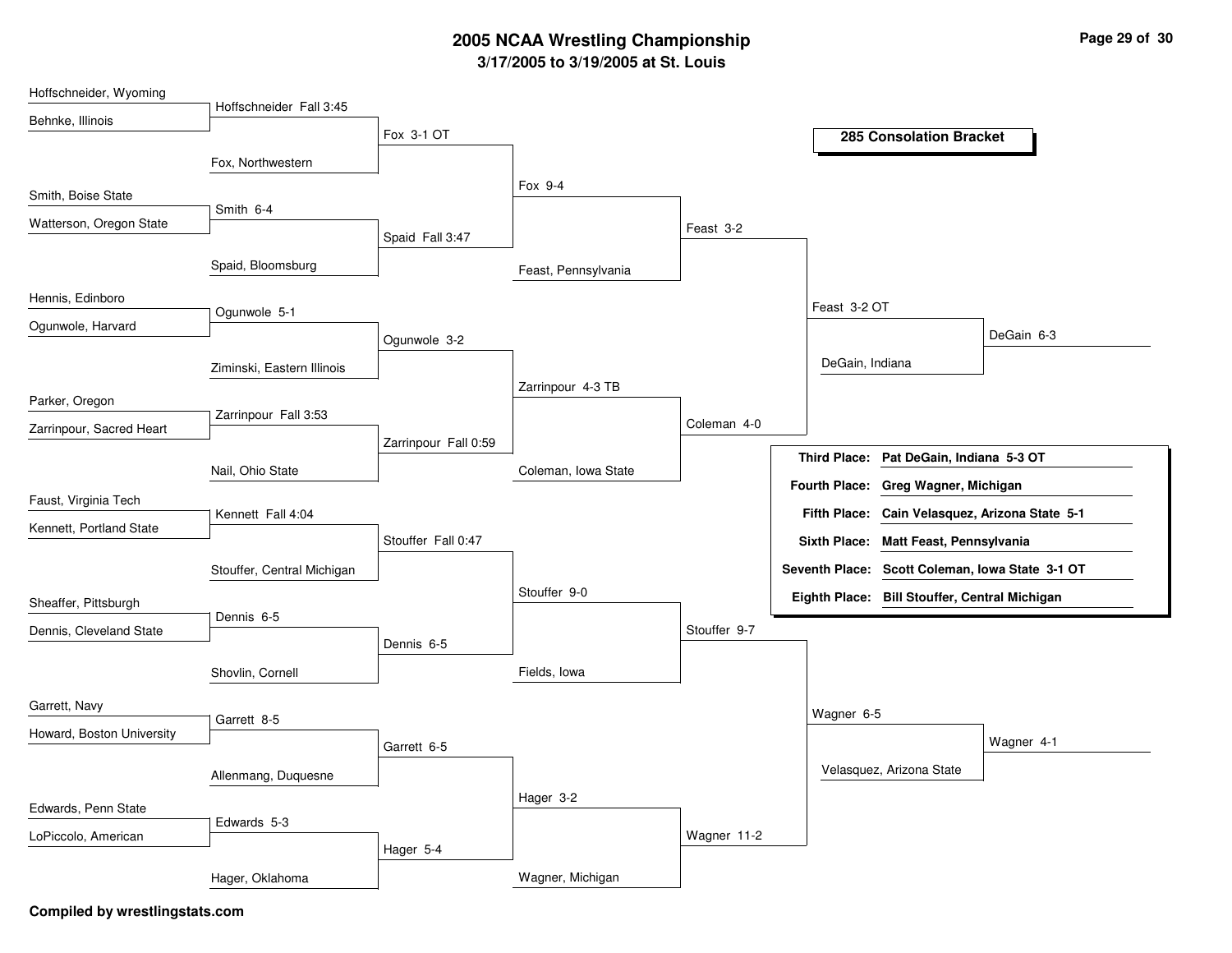# 2005 NCAA Wrestling Championship

### 3/17/2005 to 3/19/2005 at St. Louis

## 285 Consolation Bracket

### Round 1

| Wrestler 1 | Wrestler 2 | Result |
|---|---|---|
| Hoffschneider, Wyoming | Behnke, Illinois | Hoffschneider Fall 3:45 |
| Smith, Boise State | Watterson, Oregon State | Smith 6-4 |
| Hennis, Edinboro | Ogunwole, Harvard | Ogunwole 5-1 |
| Parker, Oregon | Zarrinpour, Sacred Heart | Zarrinpour Fall 3:53 |
| Faust, Virginia Tech | Kennett, Portland State | Kennett Fall 4:04 |
| Sheaffer, Pittsburgh | Dennis, Cleveland State | Dennis 6-5 |
| Garrett, Navy | Howard, Boston University | Garrett 8-5 |
| Edwards, Penn State | LoPiccolo, American | Edwards 5-3 |

### Round 2

| Wrestler 1 | Wrestler 2 | Result |
|---|---|---|
| Hoffschneider | Fox, Northwestern | Fox 3-1 OT |
| Smith | Spaid, Bloomsburg | Spaid Fall 3:47 |
| Ogunwole | Ziminski, Eastern Illinois | Ogunwole 3-2 |
| Zarrinpour | Nail, Ohio State | Zarrinpour Fall 0:59 |
| Kennett | Stouffer, Central Michigan | Stouffer Fall 0:47 |
| Dennis | Shovlin, Cornell | Dennis 6-5 |
| Garrett | Allenmang, Duquesne | Garrett 6-5 |
| Edwards | Hager, Oklahoma | Hager 5-4 |

### Round 3

| Wrestler 1 | Wrestler 2 | Result |
|---|---|---|
| Fox | Spaid | Fox 9-4 |
| Ogunwole | Zarrinpour | Zarrinpour 4-3 TB |
| Stouffer | Dennis | Stouffer 9-0 |
| Garrett | Hager | Hager 3-2 |

### Round 4

| Wrestler 1 | Wrestler 2 | Result |
|---|---|---|
| Fox | Feast, Pennsylvania | Feast 3-2 |
| Zarrinpour | Coleman, Iowa State | Coleman 4-0 |
| Stouffer | Fields, Iowa | Stouffer 9-7 |
| Hager | Wagner, Michigan | Wagner 11-2 |

### Quarterfinals

| Wrestler 1 | Wrestler 2 | Result |
|---|---|---|
| Feast | Coleman | Feast 3-2 OT |
| Stouffer | Wagner | Wagner 6-5 |

### Semifinals

| Wrestler 1 | Wrestler 2 | Result |
|---|---|---|
| Feast | DeGain, Indiana | DeGain 6-3 |
| Wagner | Velasquez, Arizona State | Wagner 4-1 |

### Placements

| Place | Wrestler |
|---|---|
| Third Place: | Pat DeGain, Indiana 5-3 OT |
| Fourth Place: | Greg Wagner, Michigan |
| Fifth Place: | Cain Velasquez, Arizona State 5-1 |
| Sixth Place: | Matt Feast, Pennsylvania |
| Seventh Place: | Scott Coleman, Iowa State 3-1 OT |
| Eighth Place: | Bill Stouffer, Central Michigan |

**Compiled by wrestlingstats.com**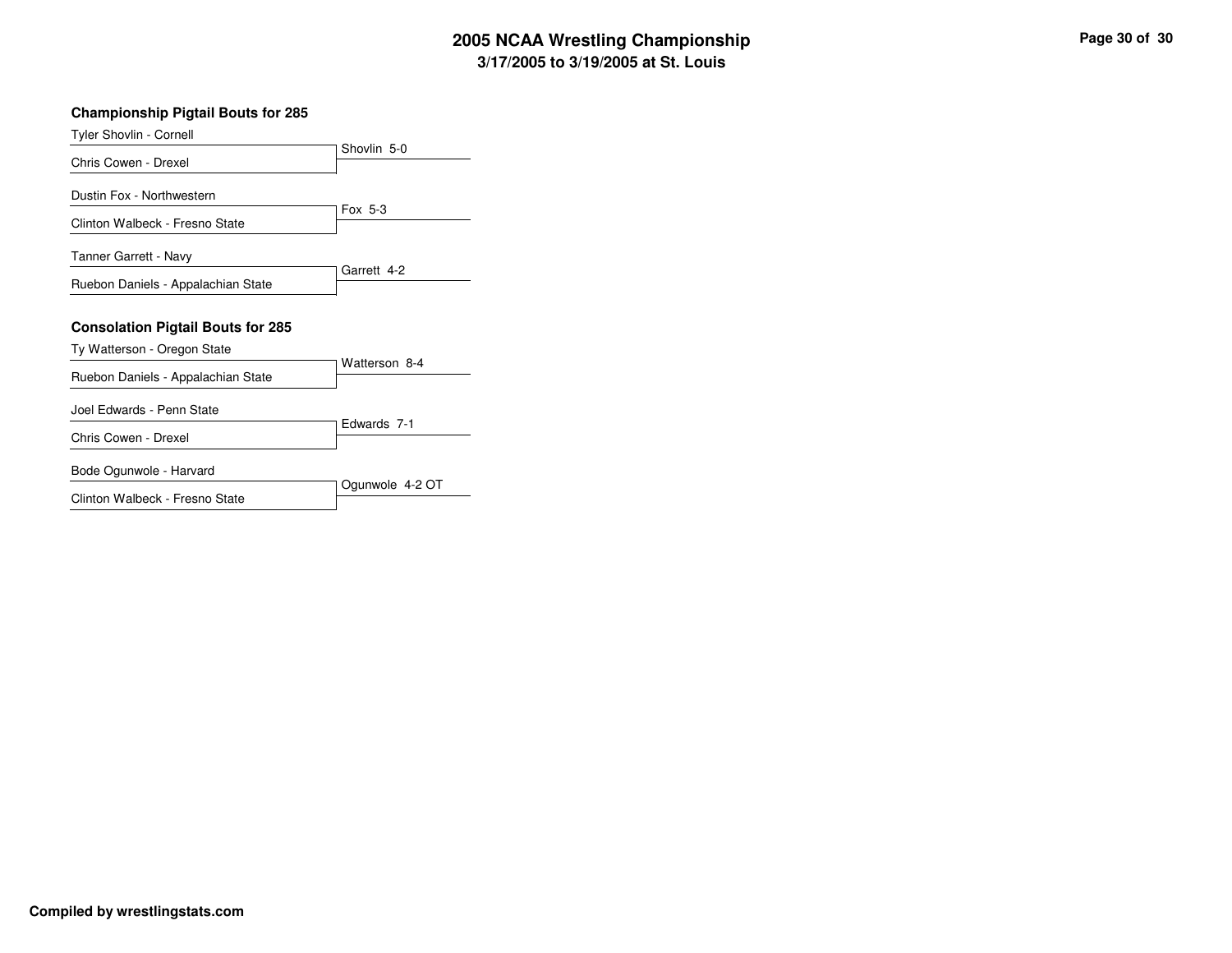# 2005 NCAA Wrestling Championship

## 3/17/2005 to 3/19/2005 at St. Louis

### Championship Pigtail Bouts for 285

Tyler Shovlin - Cornell
Chris Cowen - Drexel
Shovlin 5-0

Dustin Fox - Northwestern
Clinton Walbeck - Fresno State
Fox 5-3

Tanner Garrett - Navy
Ruebon Daniels - Appalachian State
Garrett 4-2

### Consolation Pigtail Bouts for 285

Ty Watterson - Oregon State
Ruebon Daniels - Appalachian State
Watterson 8-4

Joel Edwards - Penn State
Chris Cowen - Drexel
Edwards 7-1

Bode Ogunwole - Harvard
Clinton Walbeck - Fresno State
Ogunwole 4-2 OT

**Compiled by wrestlingstats.com**